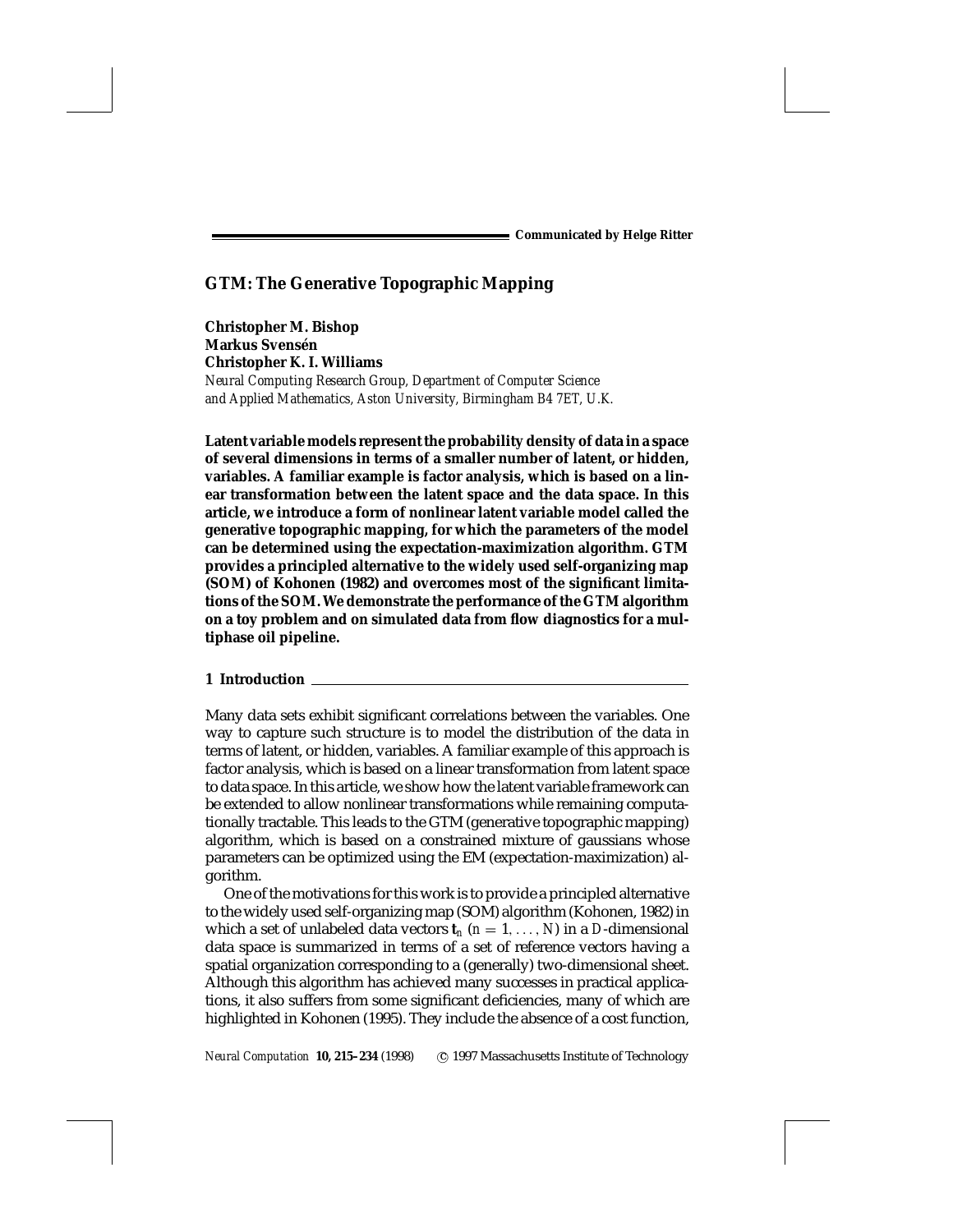Communicated by Helge Ritter

# GTM: The Generative Topographic Mapping

**Christopher M. Bishop**
**Markus Svensén**
**Christopher K. I. Williams**

*Neural Computing Research Group, Department of Computer Science and Applied Mathematics, Aston University, Birmingham B4 7ET, U.K.*

**Latent variable models represent the probability density of data in a space of several dimensions in terms of a smaller number of latent, or hidden, variables. A familiar example is factor analysis, which is based on a linear transformation between the latent space and the data space. In this article, we introduce a form of nonlinear latent variable model called the generative topographic mapping, for which the parameters of the model can be determined using the expectation-maximization algorithm. GTM provides a principled alternative to the widely used self-organizing map (SOM) of Kohonen (1982) and overcomes most of the significant limitations of the SOM. We demonstrate the performance of the GTM algorithm on a toy problem and on simulated data from flow diagnostics for a multiphase oil pipeline.**

## 1 Introduction

Many data sets exhibit significant correlations between the variables. One way to capture such structure is to model the distribution of the data in terms of latent, or hidden, variables. A familiar example of this approach is factor analysis, which is based on a linear transformation from latent space to data space. In this article, we show how the latent variable framework can be extended to allow nonlinear transformations while remaining computationally tractable. This leads to the GTM (generative topographic mapping) algorithm, which is based on a constrained mixture of gaussians whose parameters can be optimized using the EM (expectation-maximization) algorithm.

One of the motivations for this work is to provide a principled alternative to the widely used self-organizing map (SOM) algorithm (Kohonen, 1982) in which a set of unlabeled data vectors $\mathbf{t}_n$ ($n = 1, \ldots, N$) in a $D$-dimensional data space is summarized in terms of a set of reference vectors having a spatial organization corresponding to a (generally) two-dimensional sheet. Although this algorithm has achieved many successes in practical applications, it also suffers from some significant deficiencies, many of which are highlighted in Kohonen (1995). They include the absence of a cost function,

*Neural Computation* **10, 215–234** (1998) © 1997 Massachusetts Institute of Technology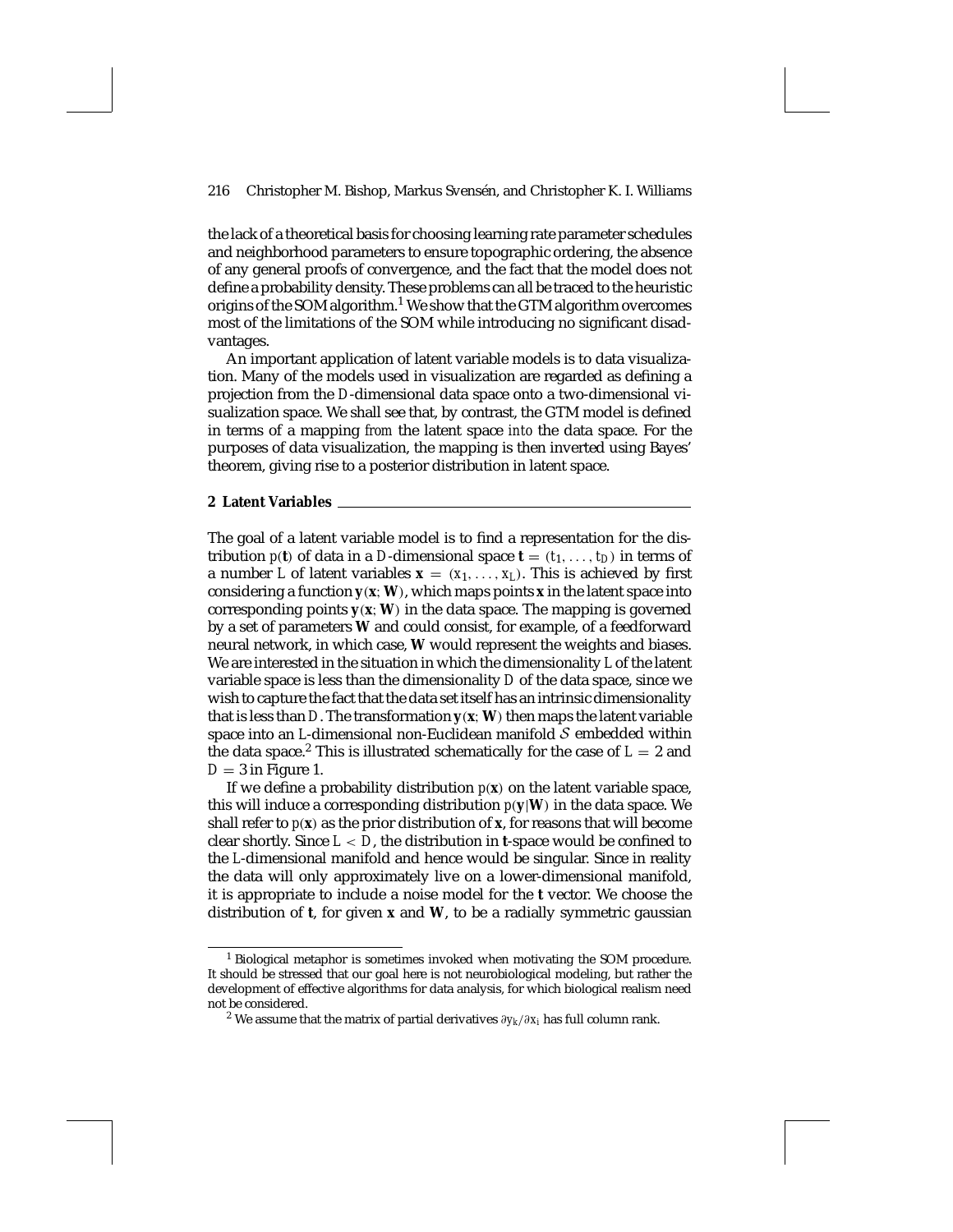the lack of a theoretical basis for choosing learning rate parameter schedules and neighborhood parameters to ensure topographic ordering, the absence of any general proofs of convergence, and the fact that the model does not define a probability density. These problems can all be traced to the heuristic origins of the SOM algorithm.[1] We show that the GTM algorithm overcomes most of the limitations of the SOM while introducing no significant disadvantages.

An important application of latent variable models is to data visualization. Many of the models used in visualization are regarded as defining a projection from the $D$-dimensional data space onto a two-dimensional visualization space. We shall see that, by contrast, the GTM model is defined in terms of a mapping *from* the latent space *into* the data space. For the purposes of data visualization, the mapping is then inverted using Bayes' theorem, giving rise to a posterior distribution in latent space.

## 2 Latent Variables

The goal of a latent variable model is to find a representation for the distribution $p(\mathbf{t})$ of data in a $D$-dimensional space $\mathbf{t} = (t_1, \ldots, t_D)$ in terms of a number $L$ of latent variables $\mathbf{x} = (x_1, \ldots, x_L)$. This is achieved by first considering a function $\mathbf{y}(\mathbf{x}; \mathbf{W})$, which maps points $\mathbf{x}$ in the latent space into corresponding points $\mathbf{y}(\mathbf{x}; \mathbf{W})$ in the data space. The mapping is governed by a set of parameters $\mathbf{W}$ and could consist, for example, of a feedforward neural network, in which case, $\mathbf{W}$ would represent the weights and biases. We are interested in the situation in which the dimensionality $L$ of the latent variable space is less than the dimensionality $D$ of the data space, since we wish to capture the fact that the data set itself has an intrinsic dimensionality that is less than $D$. The transformation $\mathbf{y}(\mathbf{x}; \mathbf{W})$ then maps the latent variable space into an $L$-dimensional non-Euclidean manifold $\mathcal{S}$ embedded within the data space.[2] This is illustrated schematically for the case of $L = 2$ and $D = 3$ in Figure 1.

If we define a probability distribution $p(\mathbf{x})$ on the latent variable space, this will induce a corresponding distribution $p(\mathbf{y}|\mathbf{W})$ in the data space. We shall refer to $p(\mathbf{x})$ as the prior distribution of $\mathbf{x}$, for reasons that will become clear shortly. Since $L < D$, the distribution in $\mathbf{t}$-space would be confined to the $L$-dimensional manifold and hence would be singular. Since in reality the data will only approximately live on a lower-dimensional manifold, it is appropriate to include a noise model for the $\mathbf{t}$ vector. We choose the distribution of $\mathbf{t}$, for given $\mathbf{x}$ and $\mathbf{W}$, to be a radially symmetric gaussian

---

[1] Biological metaphor is sometimes invoked when motivating the SOM procedure. It should be stressed that our goal here is not neurobiological modeling, but rather the development of effective algorithms for data analysis, for which biological realism need not be considered.

[2] We assume that the matrix of partial derivatives $\partial y_k / \partial x_i$ has full column rank.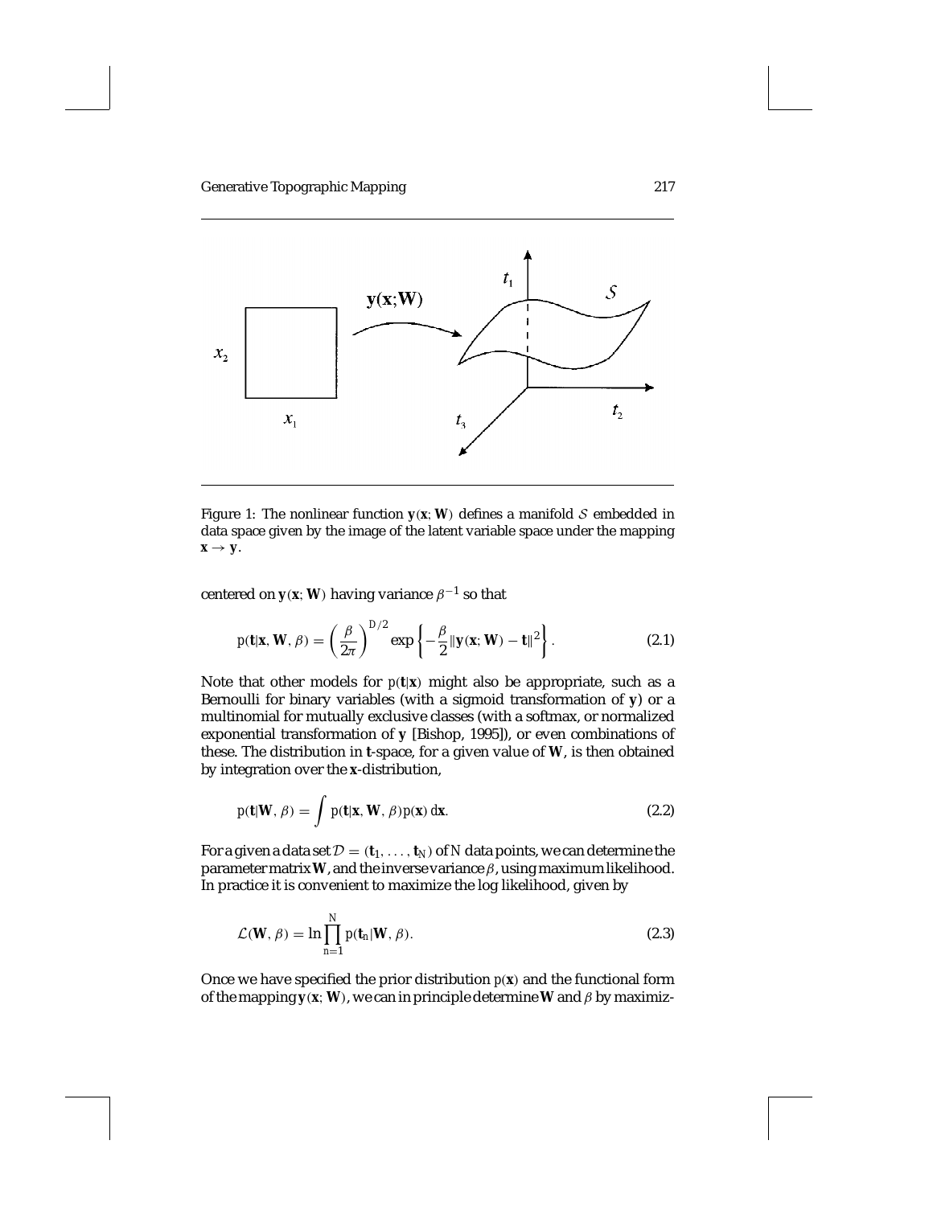Figure 1: The nonlinear function $\mathbf{y}(\mathbf{x}; \mathbf{W})$ defines a manifold $\mathcal{S}$ embedded in data space given by the image of the latent variable space under the mapping $\mathbf{x} \to \mathbf{y}$.

centered on $\mathbf{y}(\mathbf{x}; \mathbf{W})$ having variance $\beta^{-1}$ so that

$$p(\mathbf{t}|\mathbf{x}, \mathbf{W}, \beta) = \left(\frac{\beta}{2\pi}\right)^{D/2} \exp\left\{-\frac{\beta}{2}\|\mathbf{y}(\mathbf{x}; \mathbf{W}) - \mathbf{t}\|^2\right\}. \tag{2.1}$$

Note that other models for $p(\mathbf{t}|\mathbf{x})$ might also be appropriate, such as a Bernoulli for binary variables (with a sigmoid transformation of $\mathbf{y}$) or a multinomial for mutually exclusive classes (with a softmax, or normalized exponential transformation of $\mathbf{y}$ [Bishop, 1995]), or even combinations of these. The distribution in $\mathbf{t}$-space, for a given value of $\mathbf{W}$, is then obtained by integration over the $\mathbf{x}$-distribution,

$$p(\mathbf{t}|\mathbf{W}, \beta) = \int p(\mathbf{t}|\mathbf{x}, \mathbf{W}, \beta) p(\mathbf{x}) \, d\mathbf{x}. \tag{2.2}$$

For a given a data set $\mathcal{D} = (\mathbf{t}_1, \ldots, \mathbf{t}_N)$ of $N$ data points, we can determine the parameter matrix $\mathbf{W}$, and the inverse variance $\beta$, using maximum likelihood. In practice it is convenient to maximize the log likelihood, given by

$$\mathcal{L}(\mathbf{W}, \beta) = \ln \prod_{n=1}^{N} p(\mathbf{t}_n|\mathbf{W}, \beta). \tag{2.3}$$

Once we have specified the prior distribution $p(\mathbf{x})$ and the functional form of the mapping $\mathbf{y}(\mathbf{x}; \mathbf{W})$, we can in principle determine $\mathbf{W}$ and $\beta$ by maximiz-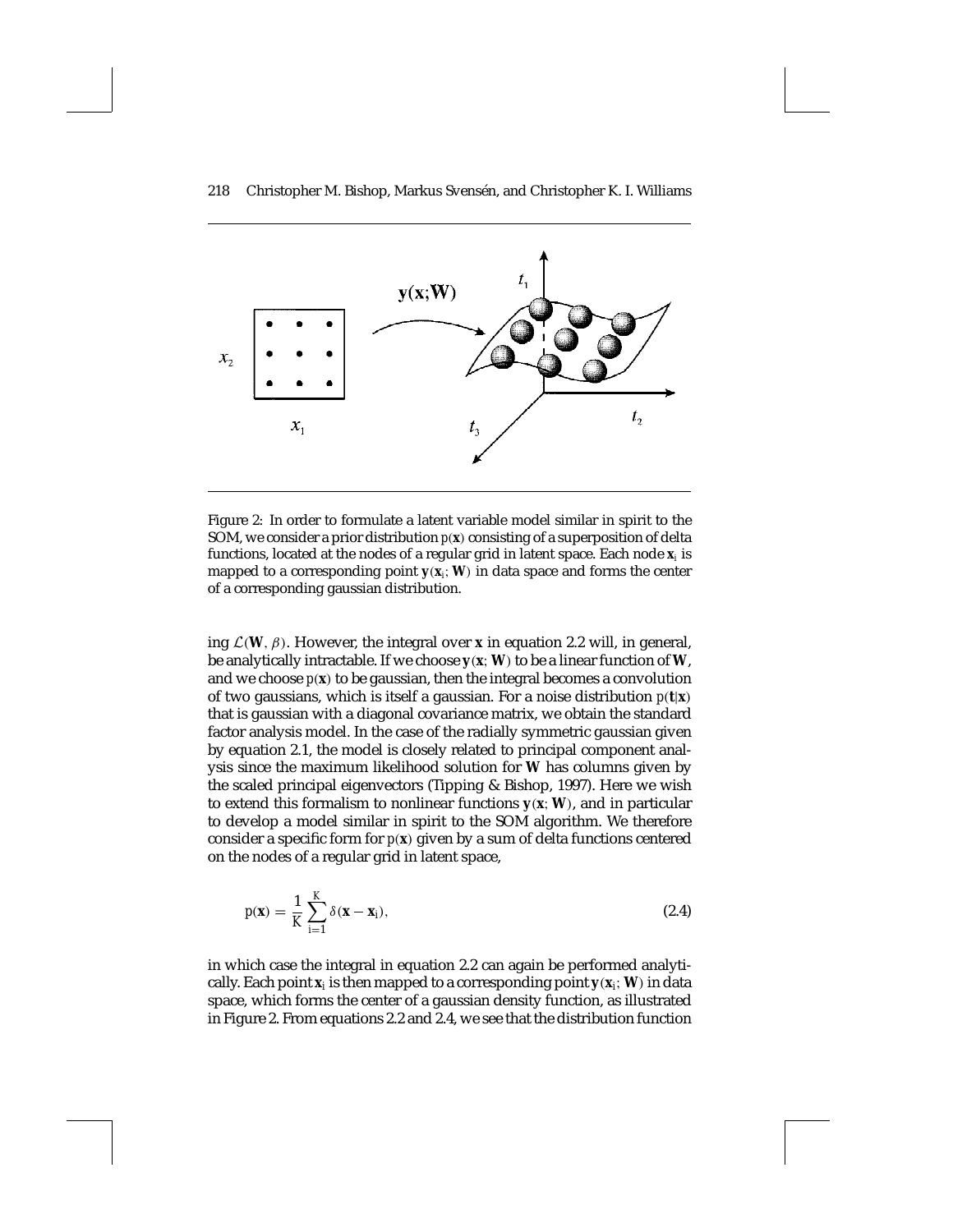Figure 2: In order to formulate a latent variable model similar in spirit to the SOM, we consider a prior distribution $p(\mathbf{x})$ consisting of a superposition of delta functions, located at the nodes of a regular grid in latent space. Each node $\mathbf{x}_i$ is mapped to a corresponding point $\mathbf{y}(\mathbf{x}_i; \mathbf{W})$ in data space and forms the center of a corresponding gaussian distribution.

ing $\mathcal{L}(\mathbf{W}, \beta)$. However, the integral over $\mathbf{x}$ in equation 2.2 will, in general, be analytically intractable. If we choose $\mathbf{y}(\mathbf{x}; \mathbf{W})$ to be a linear function of $\mathbf{W}$, and we choose $p(\mathbf{x})$ to be gaussian, then the integral becomes a convolution of two gaussians, which is itself a gaussian. For a noise distribution $p(\mathbf{t}|\mathbf{x})$ that is gaussian with a diagonal covariance matrix, we obtain the standard factor analysis model. In the case of the radially symmetric gaussian given by equation 2.1, the model is closely related to principal component analysis since the maximum likelihood solution for $\mathbf{W}$ has columns given by the scaled principal eigenvectors (Tipping & Bishop, 1997). Here we wish to extend this formalism to nonlinear functions $\mathbf{y}(\mathbf{x}; \mathbf{W})$, and in particular to develop a model similar in spirit to the SOM algorithm. We therefore consider a specific form for $p(\mathbf{x})$ given by a sum of delta functions centered on the nodes of a regular grid in latent space,

$$p(\mathbf{x}) = \frac{1}{K} \sum_{i=1}^{K} \delta(\mathbf{x} - \mathbf{x}_i), \tag{2.4}$$

in which case the integral in equation 2.2 can again be performed analytically. Each point $\mathbf{x}_i$ is then mapped to a corresponding point $\mathbf{y}(\mathbf{x}_i; \mathbf{W})$ in data space, which forms the center of a gaussian density function, as illustrated in Figure 2. From equations 2.2 and 2.4, we see that the distribution function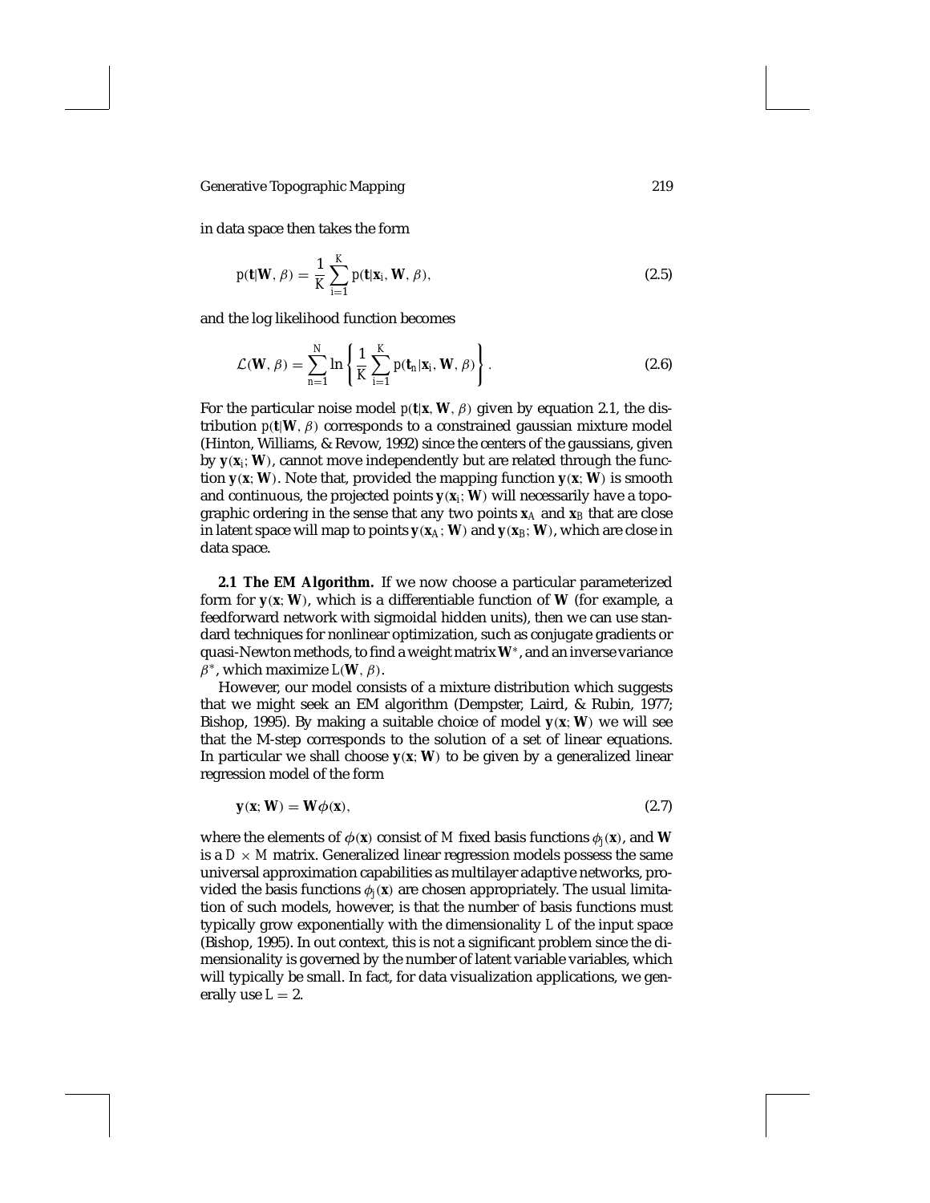in data space then takes the form

$$p(\mathbf{t}|\mathbf{W}, \beta) = \frac{1}{K} \sum_{i=1}^{K} p(\mathbf{t}|\mathbf{x}_i, \mathbf{W}, \beta), \tag{2.5}$$

and the log likelihood function becomes

$$\mathcal{L}(\mathbf{W}, \beta) = \sum_{n=1}^{N} \ln \left\{ \frac{1}{K} \sum_{i=1}^{K} p(\mathbf{t}_n|\mathbf{x}_i, \mathbf{W}, \beta) \right\}. \tag{2.6}$$

For the particular noise model $p(\mathbf{t}|\mathbf{x}, \mathbf{W}, \beta)$ given by equation 2.1, the distribution $p(\mathbf{t}|\mathbf{W}, \beta)$ corresponds to a constrained gaussian mixture model (Hinton, Williams, & Revow, 1992) since the centers of the gaussians, given by $\mathbf{y}(\mathbf{x}_i; \mathbf{W})$, cannot move independently but are related through the function $\mathbf{y}(\mathbf{x}; \mathbf{W})$. Note that, provided the mapping function $\mathbf{y}(\mathbf{x}; \mathbf{W})$ is smooth and continuous, the projected points $\mathbf{y}(\mathbf{x}_i; \mathbf{W})$ will necessarily have a topographic ordering in the sense that any two points $\mathbf{x}_A$ and $\mathbf{x}_B$ that are close in latent space will map to points $\mathbf{y}(\mathbf{x}_A; \mathbf{W})$ and $\mathbf{y}(\mathbf{x}_B; \mathbf{W})$, which are close in data space.

**2.1 The EM Algorithm.** If we now choose a particular parameterized form for $\mathbf{y}(\mathbf{x}; \mathbf{W})$, which is a differentiable function of $\mathbf{W}$ (for example, a feedforward network with sigmoidal hidden units), then we can use standard techniques for nonlinear optimization, such as conjugate gradients or quasi-Newton methods, to find a weight matrix $\mathbf{W}^*$, and an inverse variance $\beta^*$, which maximize $L(\mathbf{W}, \beta)$.

However, our model consists of a mixture distribution which suggests that we might seek an EM algorithm (Dempster, Laird, & Rubin, 1977; Bishop, 1995). By making a suitable choice of model $\mathbf{y}(\mathbf{x}; \mathbf{W})$ we will see that the M-step corresponds to the solution of a set of linear equations. In particular we shall choose $\mathbf{y}(\mathbf{x}; \mathbf{W})$ to be given by a generalized linear regression model of the form

$$\mathbf{y}(\mathbf{x}; \mathbf{W}) = \mathbf{W}\phi(\mathbf{x}), \tag{2.7}$$

where the elements of $\phi(\mathbf{x})$ consist of $M$ fixed basis functions $\phi_j(\mathbf{x})$, and $\mathbf{W}$ is a $D \times M$ matrix. Generalized linear regression models possess the same universal approximation capabilities as multilayer adaptive networks, provided the basis functions $\phi_j(\mathbf{x})$ are chosen appropriately. The usual limitation of such models, however, is that the number of basis functions must typically grow exponentially with the dimensionality $L$ of the input space (Bishop, 1995). In out context, this is not a significant problem since the dimensionality is governed by the number of latent variable variables, which will typically be small. In fact, for data visualization applications, we generally use $L = 2$.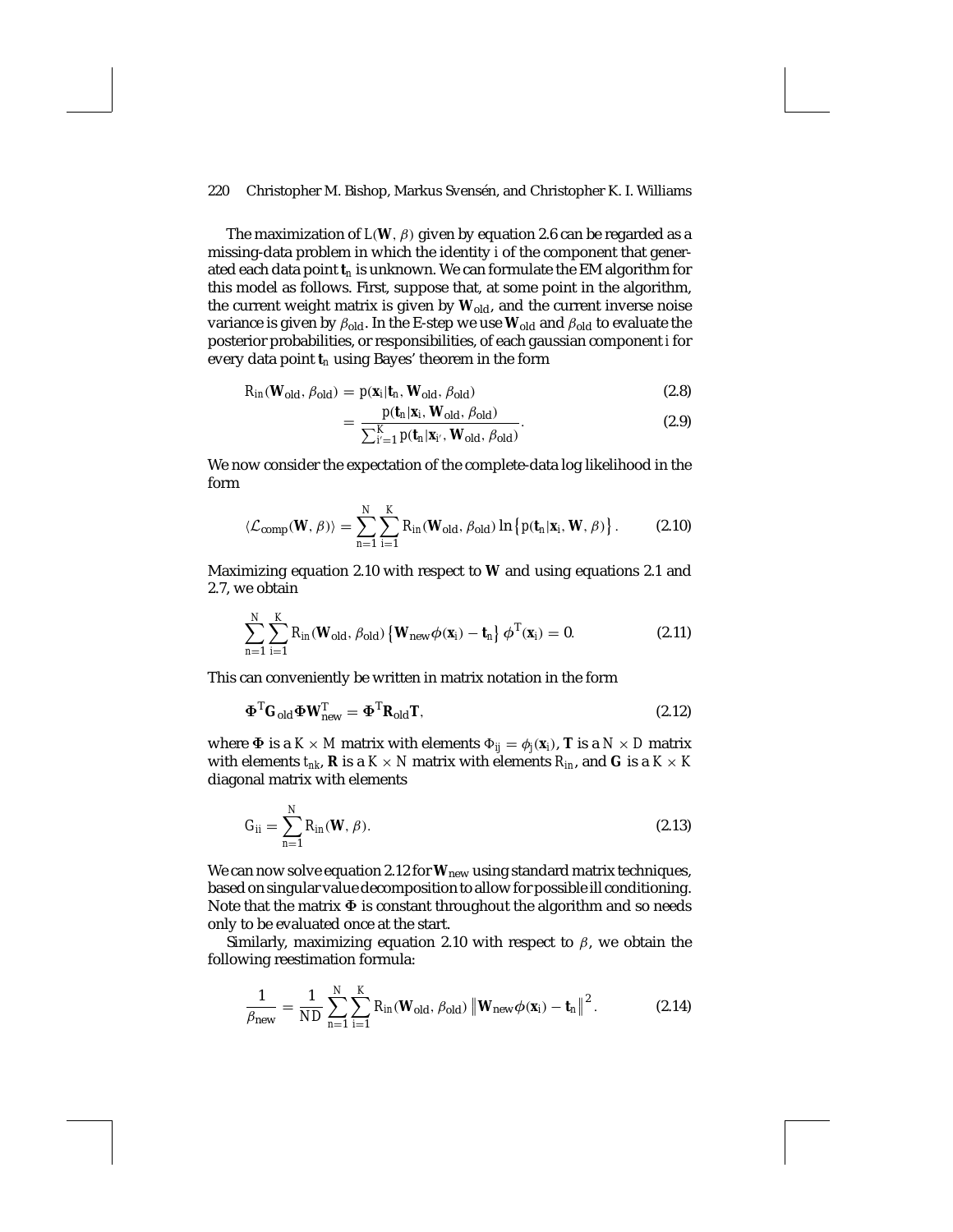The maximization of $L(\mathbf{W}, \beta)$ given by equation 2.6 can be regarded as a missing-data problem in which the identity $i$ of the component that generated each data point $\mathbf{t}_n$ is unknown. We can formulate the EM algorithm for this model as follows. First, suppose that, at some point in the algorithm, the current weight matrix is given by $\mathbf{W}_{\text{old}}$, and the current inverse noise variance is given by $\beta_{\text{old}}$. In the E-step we use $\mathbf{W}_{\text{old}}$ and $\beta_{\text{old}}$ to evaluate the posterior probabilities, or responsibilities, of each gaussian component $i$ for every data point $\mathbf{t}_n$ using Bayes' theorem in the form

$$R_{in}(\mathbf{W}_{\text{old}}, \beta_{\text{old}}) = p(\mathbf{x}_i | \mathbf{t}_n, \mathbf{W}_{\text{old}}, \beta_{\text{old}}) \tag{2.8}$$

$$= \frac{p(\mathbf{t}_n | \mathbf{x}_i, \mathbf{W}_{\text{old}}, \beta_{\text{old}})}{\sum_{i'=1}^{K} p(\mathbf{t}_n | \mathbf{x}_{i'}, \mathbf{W}_{\text{old}}, \beta_{\text{old}})}. \tag{2.9}$$

We now consider the expectation of the complete-data log likelihood in the form

$$\langle \mathcal{L}_{\text{comp}}(\mathbf{W}, \beta) \rangle = \sum_{n=1}^{N} \sum_{i=1}^{K} R_{in}(\mathbf{W}_{\text{old}}, \beta_{\text{old}}) \ln \left\{ p(\mathbf{t}_n | \mathbf{x}_i, \mathbf{W}, \beta) \right\}. \tag{2.10}$$

Maximizing equation 2.10 with respect to $\mathbf{W}$ and using equations 2.1 and 2.7, we obtain

$$\sum_{n=1}^{N} \sum_{i=1}^{K} R_{in}(\mathbf{W}_{\text{old}}, \beta_{\text{old}}) \left\{ \mathbf{W}_{\text{new}} \phi(\mathbf{x}_i) - \mathbf{t}_n \right\} \phi^{\mathrm{T}}(\mathbf{x}_i) = 0. \tag{2.11}$$

This can conveniently be written in matrix notation in the form

$$\mathbf{\Phi}^{\mathrm{T}} \mathbf{G}_{\text{old}} \mathbf{\Phi} \mathbf{W}_{\text{new}}^{\mathrm{T}} = \mathbf{\Phi}^{\mathrm{T}} \mathbf{R}_{\text{old}} \mathbf{T}, \tag{2.12}$$

where $\mathbf{\Phi}$ is a $K \times M$ matrix with elements $\Phi_{ij} = \phi_j(\mathbf{x}_i)$, $\mathbf{T}$ is a $N \times D$ matrix with elements $t_{nk}$, $\mathbf{R}$ is a $K \times N$ matrix with elements $R_{in}$, and $\mathbf{G}$ is a $K \times K$ diagonal matrix with elements

$$G_{ii} = \sum_{n=1}^{N} R_{in}(\mathbf{W}, \beta). \tag{2.13}$$

We can now solve equation 2.12 for $\mathbf{W}_{\text{new}}$ using standard matrix techniques, based on singular value decomposition to allow for possible ill conditioning. Note that the matrix $\mathbf{\Phi}$ is constant throughout the algorithm and so needs only to be evaluated once at the start.

Similarly, maximizing equation 2.10 with respect to $\beta$, we obtain the following reestimation formula:

$$\frac{1}{\beta_{\text{new}}} = \frac{1}{ND} \sum_{n=1}^{N} \sum_{i=1}^{K} R_{in}(\mathbf{W}_{\text{old}}, \beta_{\text{old}}) \left\| \mathbf{W}_{\text{new}} \phi(\mathbf{x}_i) - \mathbf{t}_n \right\|^2. \tag{2.14}$$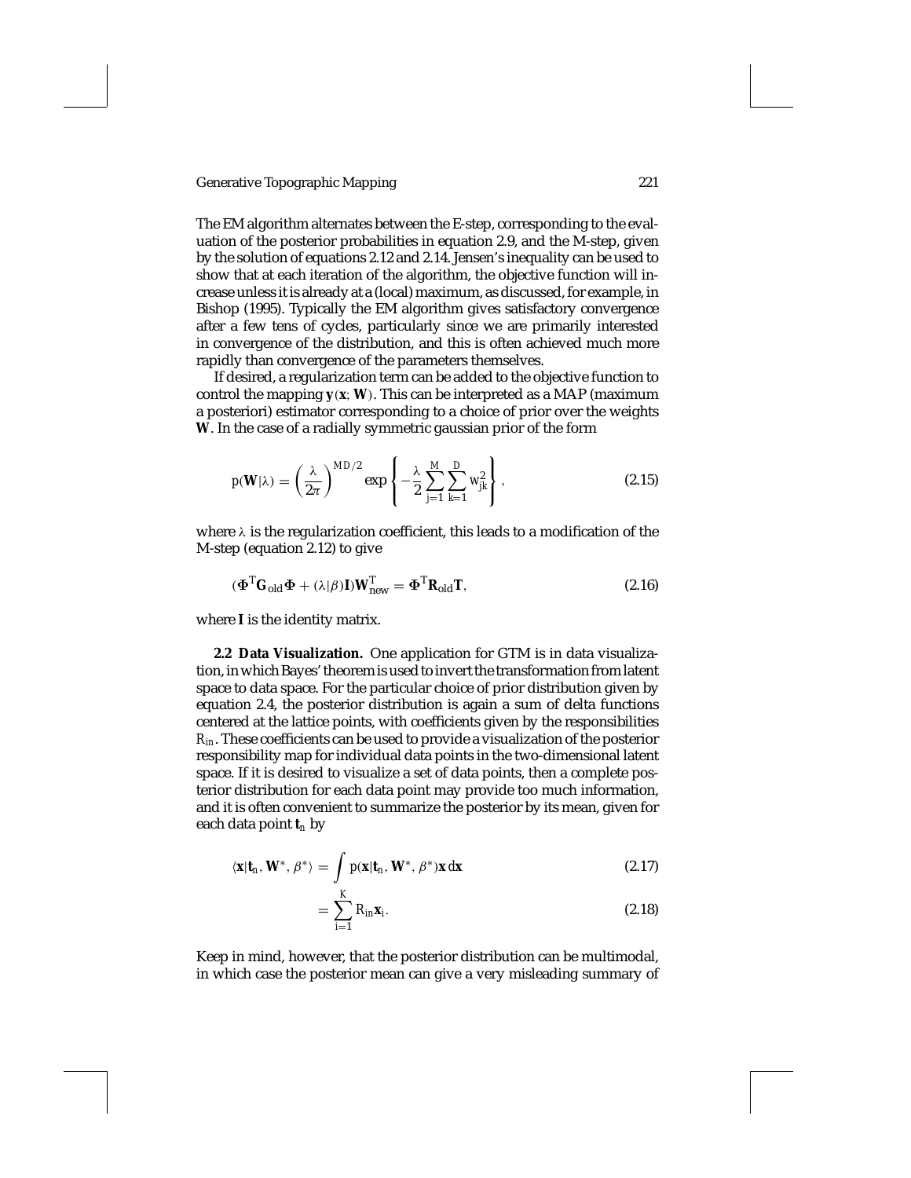The EM algorithm alternates between the E-step, corresponding to the evaluation of the posterior probabilities in equation 2.9, and the M-step, given by the solution of equations 2.12 and 2.14. Jensen's inequality can be used to show that at each iteration of the algorithm, the objective function will increase unless it is already at a (local) maximum, as discussed, for example, in Bishop (1995). Typically the EM algorithm gives satisfactory convergence after a few tens of cycles, particularly since we are primarily interested in convergence of the distribution, and this is often achieved much more rapidly than convergence of the parameters themselves.

If desired, a regularization term can be added to the objective function to control the mapping $\mathbf{y}(\mathbf{x}; \mathbf{W})$. This can be interpreted as a MAP (maximum a posteriori) estimator corresponding to a choice of prior over the weights $\mathbf{W}$. In the case of a radially symmetric gaussian prior of the form

$$p(\mathbf{W}|\lambda) = \left(\frac{\lambda}{2\pi}\right)^{MD/2} \exp\left\{-\frac{\lambda}{2}\sum_{j=1}^{M}\sum_{k=1}^{D} w_{jk}^2\right\}, \tag{2.15}$$

where $\lambda$ is the regularization coefficient, this leads to a modification of the M-step (equation 2.12) to give

$$(\boldsymbol{\Phi}^{\mathrm{T}}\mathbf{G}_{\mathrm{old}}\boldsymbol{\Phi} + (\lambda/\beta)\mathbf{I})\mathbf{W}_{\mathrm{new}}^{\mathrm{T}} = \boldsymbol{\Phi}^{\mathrm{T}}\mathbf{R}_{\mathrm{old}}\mathbf{T}, \tag{2.16}$$

where $\mathbf{I}$ is the identity matrix.

**2.2 Data Visualization.** One application for GTM is in data visualization, in which Bayes' theorem is used to invert the transformation from latent space to data space. For the particular choice of prior distribution given by equation 2.4, the posterior distribution is again a sum of delta functions centered at the lattice points, with coefficients given by the responsibilities $R_{in}$. These coefficients can be used to provide a visualization of the posterior responsibility map for individual data points in the two-dimensional latent space. If it is desired to visualize a set of data points, then a complete posterior distribution for each data point may provide too much information, and it is often convenient to summarize the posterior by its mean, given for each data point $\mathbf{t}_n$ by

$$\langle \mathbf{x}|\mathbf{t}_n, \mathbf{W}^*, \beta^* \rangle = \int p(\mathbf{x}|\mathbf{t}_n, \mathbf{W}^*, \beta^*)\mathbf{x}\, d\mathbf{x} \tag{2.17}$$

$$= \sum_{i=1}^{K} R_{in}\mathbf{x}_i. \tag{2.18}$$

Keep in mind, however, that the posterior distribution can be multimodal, in which case the posterior mean can give a very misleading summary of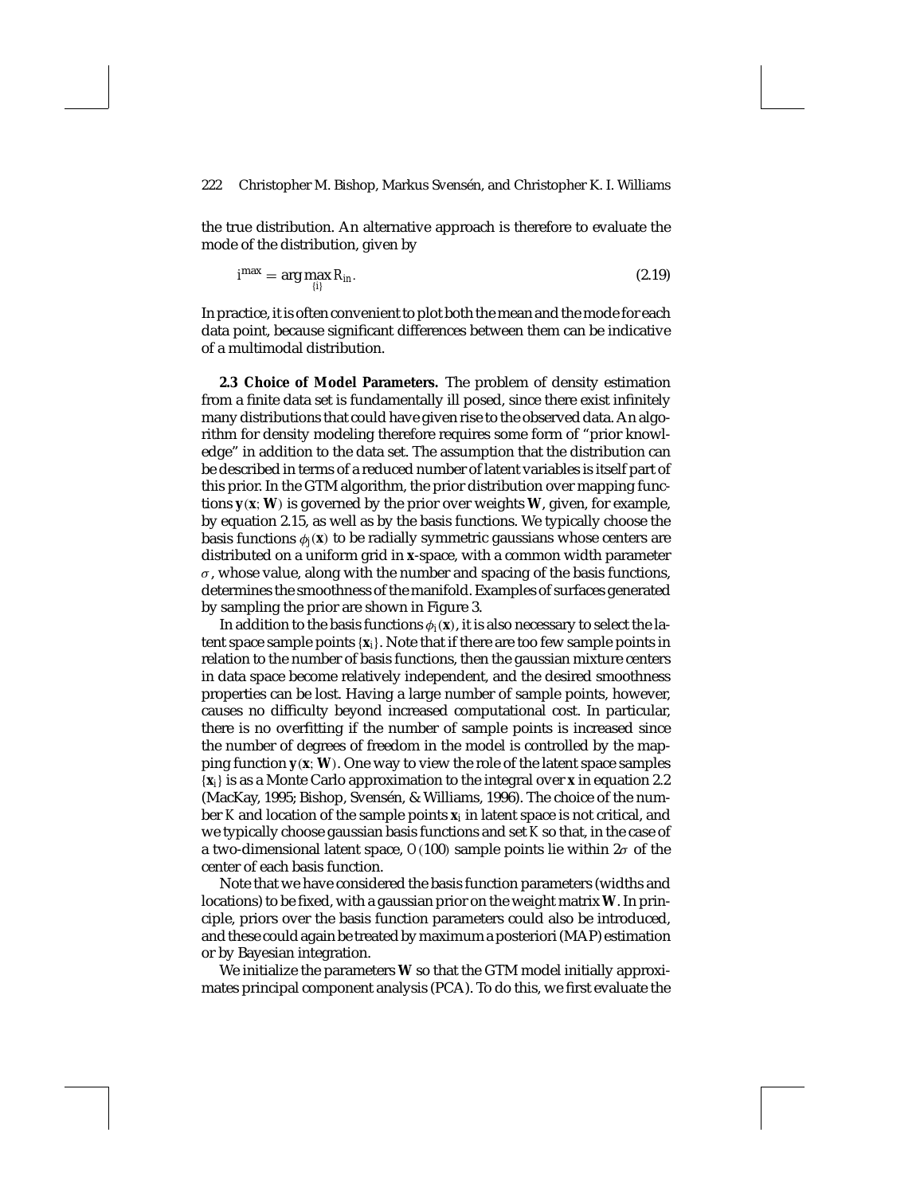the true distribution. An alternative approach is therefore to evaluate the mode of the distribution, given by

$$i^{\max} = \arg\max_{\{i\}} R_{in}. \tag{2.19}$$

In practice, it is often convenient to plot both the mean and the mode for each data point, because significant differences between them can be indicative of a multimodal distribution.

**2.3 Choice of Model Parameters.** The problem of density estimation from a finite data set is fundamentally ill posed, since there exist infinitely many distributions that could have given rise to the observed data. An algorithm for density modeling therefore requires some form of "prior knowledge" in addition to the data set. The assumption that the distribution can be described in terms of a reduced number of latent variables is itself part of this prior. In the GTM algorithm, the prior distribution over mapping functions $\mathbf{y}(\mathbf{x}; \mathbf{W})$ is governed by the prior over weights $\mathbf{W}$, given, for example, by equation 2.15, as well as by the basis functions. We typically choose the basis functions $\phi_j(\mathbf{x})$ to be radially symmetric gaussians whose centers are distributed on a uniform grid in $\mathbf{x}$-space, with a common width parameter $\sigma$, whose value, along with the number and spacing of the basis functions, determines the smoothness of the manifold. Examples of surfaces generated by sampling the prior are shown in Figure 3.

In addition to the basis functions $\phi_i(\mathbf{x})$, it is also necessary to select the latent space sample points $\{\mathbf{x}_i\}$. Note that if there are too few sample points in relation to the number of basis functions, then the gaussian mixture centers in data space become relatively independent, and the desired smoothness properties can be lost. Having a large number of sample points, however, causes no difficulty beyond increased computational cost. In particular, there is no overfitting if the number of sample points is increased since the number of degrees of freedom in the model is controlled by the mapping function $\mathbf{y}(\mathbf{x}; \mathbf{W})$. One way to view the role of the latent space samples $\{\mathbf{x}_i\}$ is as a Monte Carlo approximation to the integral over $\mathbf{x}$ in equation 2.2 (MacKay, 1995; Bishop, Svensén, & Williams, 1996). The choice of the number $K$ and location of the sample points $\mathbf{x}_i$ in latent space is not critical, and we typically choose gaussian basis functions and set $K$ so that, in the case of a two-dimensional latent space, $O(100)$ sample points lie within $2\sigma$ of the center of each basis function.

Note that we have considered the basis function parameters (widths and locations) to be fixed, with a gaussian prior on the weight matrix $\mathbf{W}$. In principle, priors over the basis function parameters could also be introduced, and these could again be treated by maximum a posteriori (MAP) estimation or by Bayesian integration.

We initialize the parameters $\mathbf{W}$ so that the GTM model initially approximates principal component analysis (PCA). To do this, we first evaluate the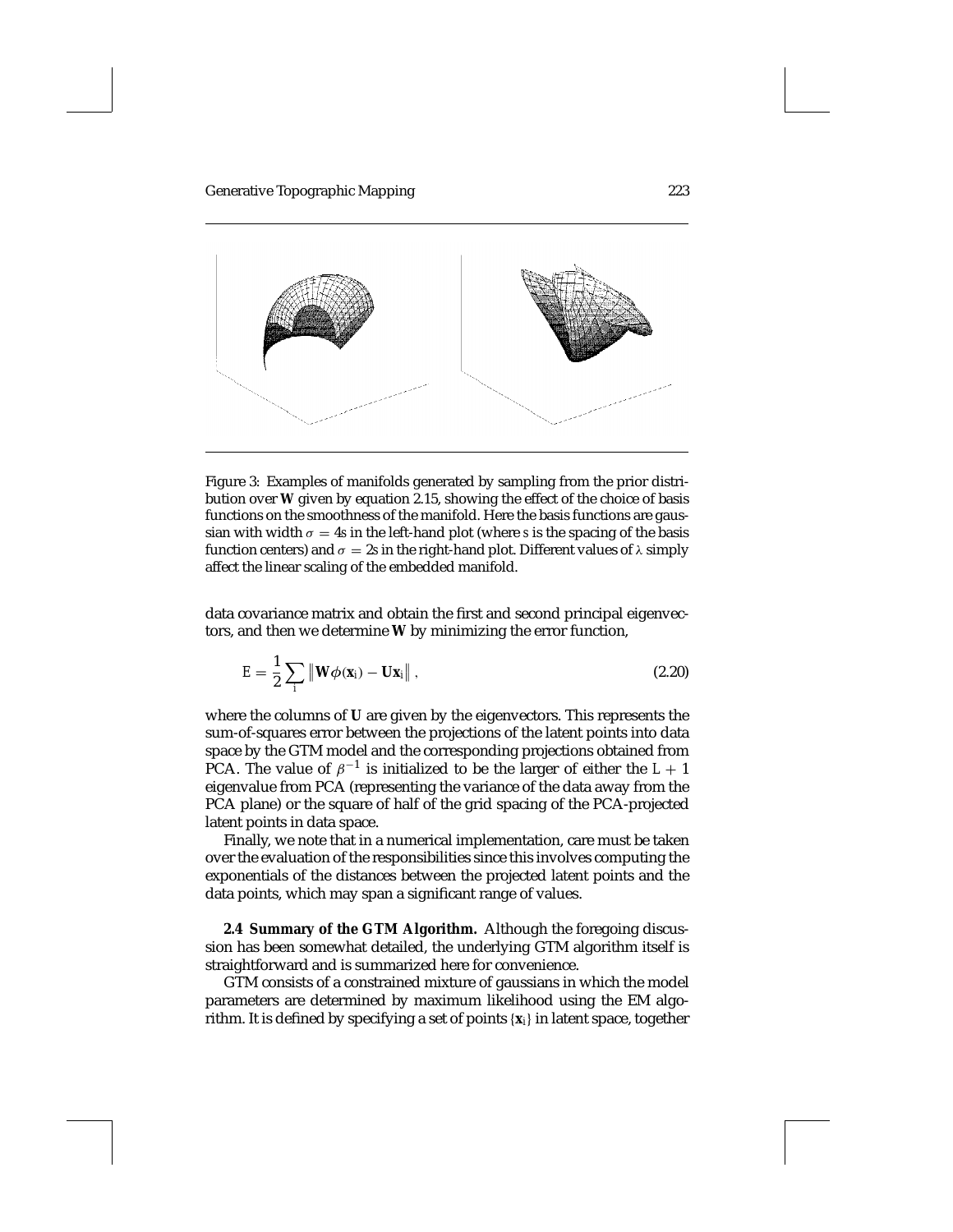Figure 3: Examples of manifolds generated by sampling from the prior distribution over $\mathbf{W}$ given by equation 2.15, showing the effect of the choice of basis functions on the smoothness of the manifold. Here the basis functions are gaussian with width $\sigma = 4s$ in the left-hand plot (where $s$ is the spacing of the basis function centers) and $\sigma = 2s$ in the right-hand plot. Different values of $\lambda$ simply affect the linear scaling of the embedded manifold.

data covariance matrix and obtain the first and second principal eigenvectors, and then we determine $\mathbf{W}$ by minimizing the error function,

$$E = \frac{1}{2} \sum_{i} \left\| \mathbf{W}\phi(\mathbf{x}_i) - \mathbf{U}\mathbf{x}_i \right\|, \tag{2.20}$$

where the columns of $\mathbf{U}$ are given by the eigenvectors. This represents the sum-of-squares error between the projections of the latent points into data space by the GTM model and the corresponding projections obtained from PCA. The value of $\beta^{-1}$ is initialized to be the larger of either the $L + 1$ eigenvalue from PCA (representing the variance of the data away from the PCA plane) or the square of half of the grid spacing of the PCA-projected latent points in data space.

Finally, we note that in a numerical implementation, care must be taken over the evaluation of the responsibilities since this involves computing the exponentials of the distances between the projected latent points and the data points, which may span a significant range of values.

**2.4 Summary of the GTM Algorithm.** Although the foregoing discussion has been somewhat detailed, the underlying GTM algorithm itself is straightforward and is summarized here for convenience.

GTM consists of a constrained mixture of gaussians in which the model parameters are determined by maximum likelihood using the EM algorithm. It is defined by specifying a set of points $\{\mathbf{x}_i\}$ in latent space, together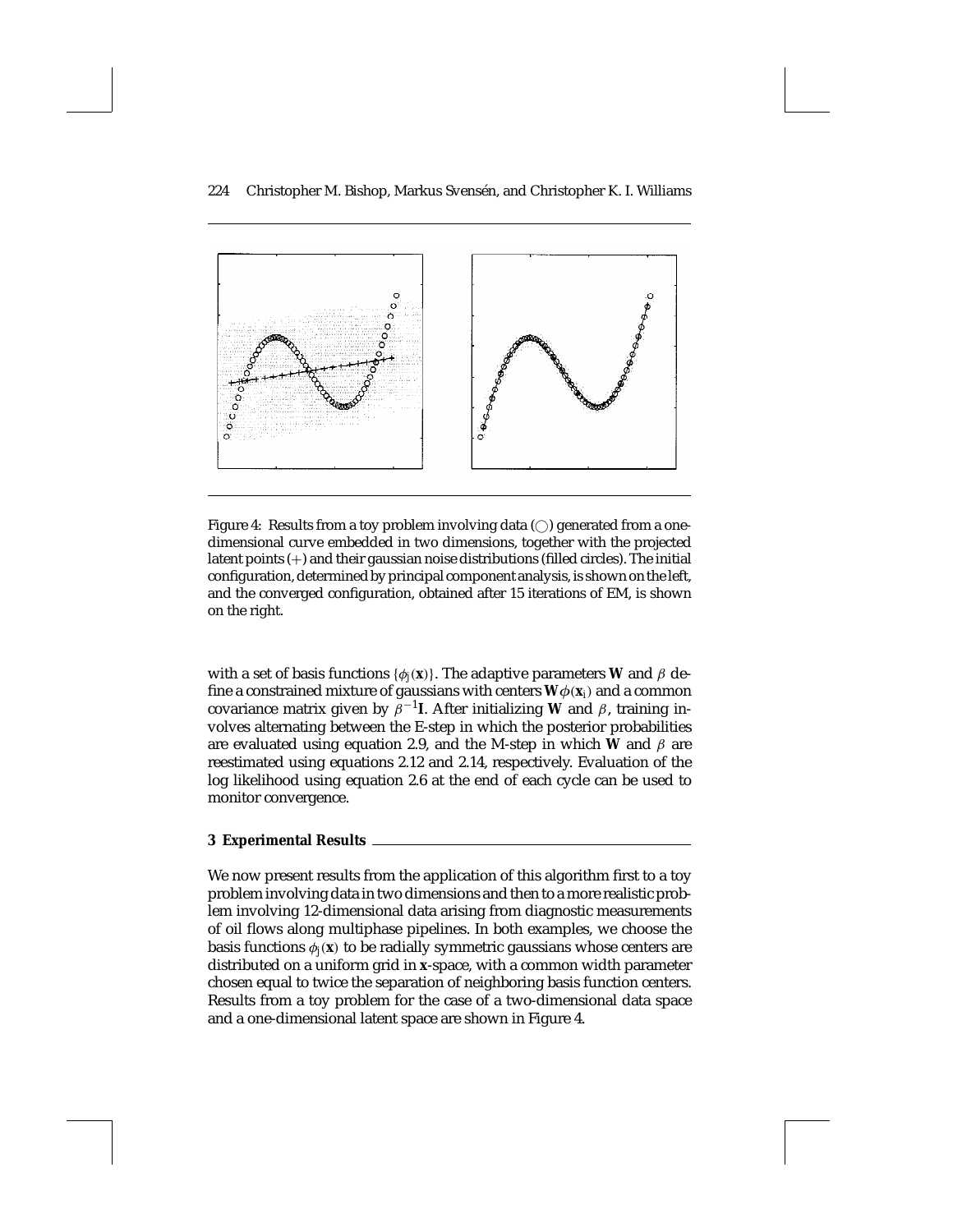Figure 4: Results from a toy problem involving data (○) generated from a one-dimensional curve embedded in two dimensions, together with the projected latent points (+) and their gaussian noise distributions (filled circles). The initial configuration, determined by principal component analysis, is shown on the left, and the converged configuration, obtained after 15 iterations of EM, is shown on the right.

with a set of basis functions $\{\phi_j(\mathbf{x})\}$. The adaptive parameters $\mathbf{W}$ and $\beta$ define a constrained mixture of gaussians with centers $\mathbf{W}\phi(\mathbf{x}_i)$ and a common covariance matrix given by $\beta^{-1}\mathbf{I}$. After initializing $\mathbf{W}$ and $\beta$, training involves alternating between the E-step in which the posterior probabilities are evaluated using equation 2.9, and the M-step in which $\mathbf{W}$ and $\beta$ are reestimated using equations 2.12 and 2.14, respectively. Evaluation of the log likelihood using equation 2.6 at the end of each cycle can be used to monitor convergence.

## 3 Experimental Results

We now present results from the application of this algorithm first to a toy problem involving data in two dimensions and then to a more realistic problem involving 12-dimensional data arising from diagnostic measurements of oil flows along multiphase pipelines. In both examples, we choose the basis functions $\phi_j(\mathbf{x})$ to be radially symmetric gaussians whose centers are distributed on a uniform grid in $\mathbf{x}$-space, with a common width parameter chosen equal to twice the separation of neighboring basis function centers. Results from a toy problem for the case of a two-dimensional data space and a one-dimensional latent space are shown in Figure 4.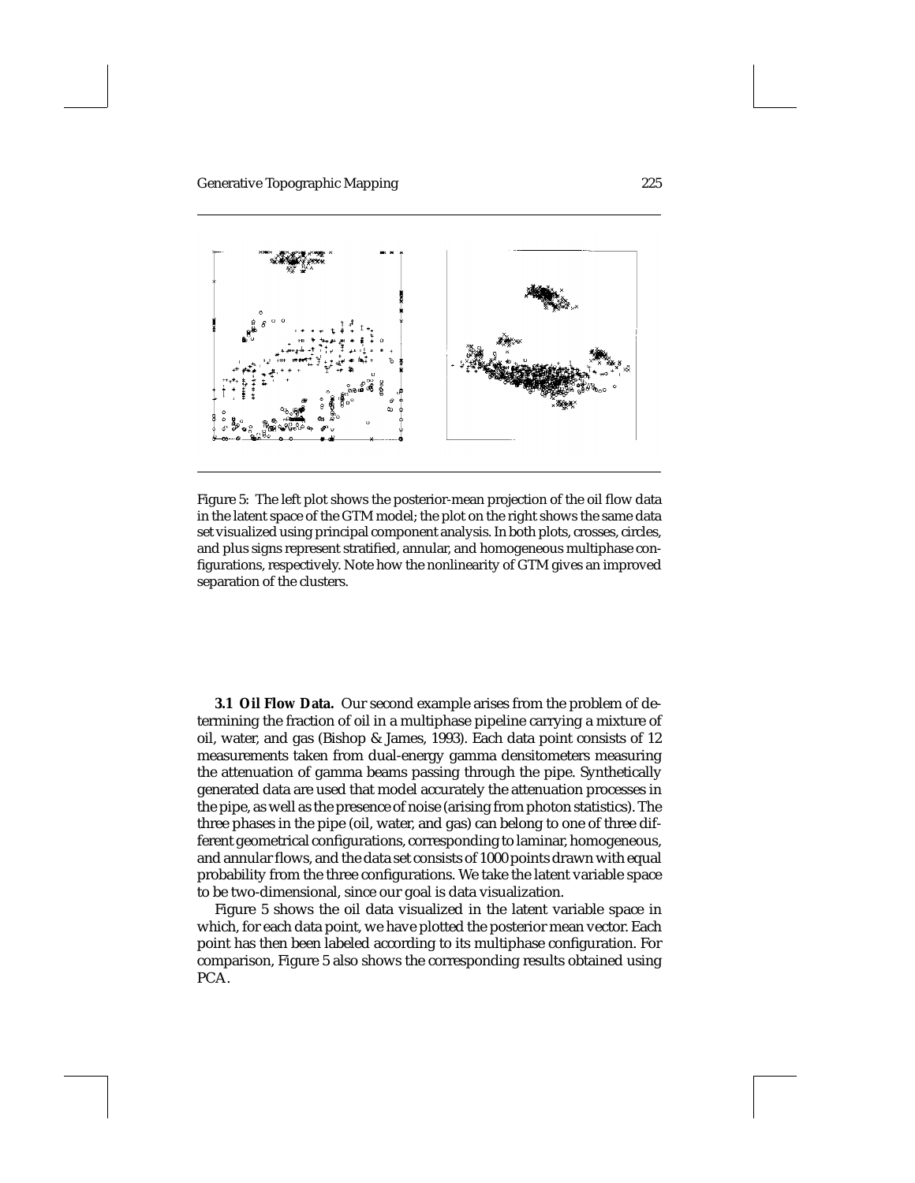Figure 5: The left plot shows the posterior-mean projection of the oil flow data in the latent space of the GTM model; the plot on the right shows the same data set visualized using principal component analysis. In both plots, crosses, circles, and plus signs represent stratified, annular, and homogeneous multiphase configurations, respectively. Note how the nonlinearity of GTM gives an improved separation of the clusters.

**3.1 Oil Flow Data.** Our second example arises from the problem of determining the fraction of oil in a multiphase pipeline carrying a mixture of oil, water, and gas (Bishop & James, 1993). Each data point consists of 12 measurements taken from dual-energy gamma densitometers measuring the attenuation of gamma beams passing through the pipe. Synthetically generated data are used that model accurately the attenuation processes in the pipe, as well as the presence of noise (arising from photon statistics). The three phases in the pipe (oil, water, and gas) can belong to one of three different geometrical configurations, corresponding to laminar, homogeneous, and annular flows, and the data set consists of 1000 points drawn with equal probability from the three configurations. We take the latent variable space to be two-dimensional, since our goal is data visualization.

Figure 5 shows the oil data visualized in the latent variable space in which, for each data point, we have plotted the posterior mean vector. Each point has then been labeled according to its multiphase configuration. For comparison, Figure 5 also shows the corresponding results obtained using PCA.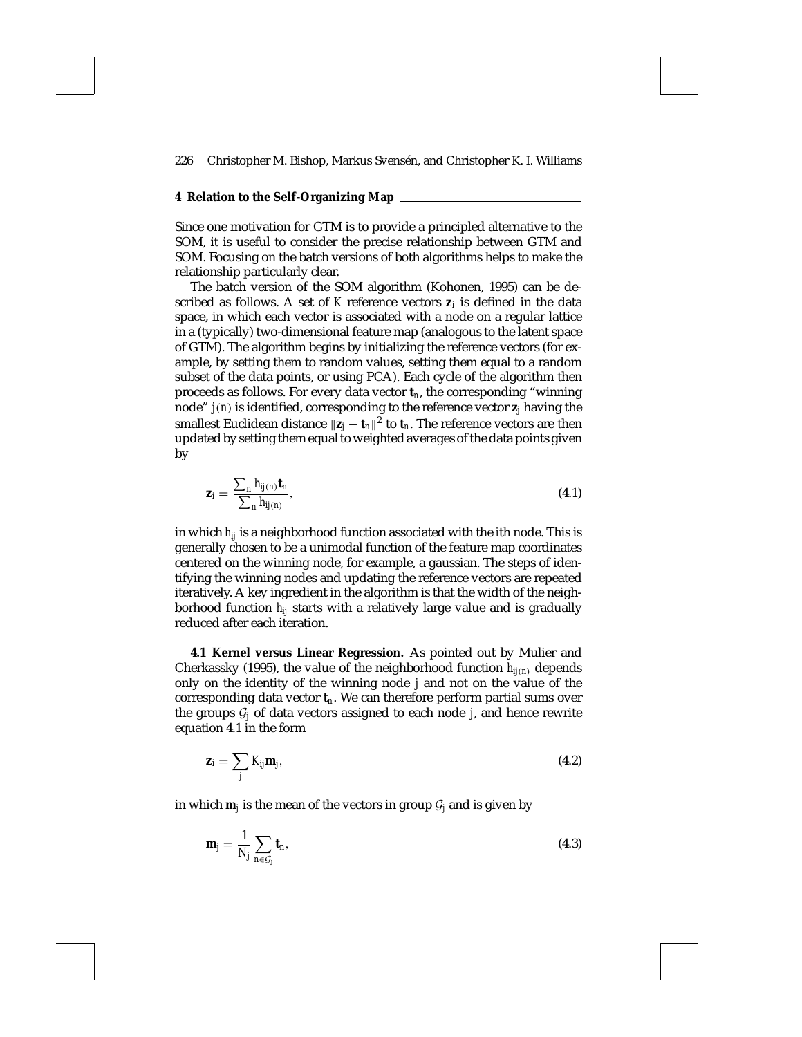## 4 Relation to the Self-Organizing Map

Since one motivation for GTM is to provide a principled alternative to the SOM, it is useful to consider the precise relationship between GTM and SOM. Focusing on the batch versions of both algorithms helps to make the relationship particularly clear.

The batch version of the SOM algorithm (Kohonen, 1995) can be described as follows. A set of $K$ reference vectors $\mathbf{z}_i$ is defined in the data space, in which each vector is associated with a node on a regular lattice in a (typically) two-dimensional feature map (analogous to the latent space of GTM). The algorithm begins by initializing the reference vectors (for example, by setting them to random values, setting them equal to a random subset of the data points, or using PCA). Each cycle of the algorithm then proceeds as follows. For every data vector $\mathbf{t}_n$, the corresponding "winning node" $j(n)$ is identified, corresponding to the reference vector $\mathbf{z}_j$ having the smallest Euclidean distance $\|\mathbf{z}_j - \mathbf{t}_n\|^2$ to $\mathbf{t}_n$. The reference vectors are then updated by setting them equal to weighted averages of the data points given by

$$\mathbf{z}_i = \frac{\sum_n h_{ij(n)} \mathbf{t}_n}{\sum_n h_{ij(n)}}, \tag{4.1}$$

in which $h_{ij}$ is a neighborhood function associated with the $i$th node. This is generally chosen to be a unimodal function of the feature map coordinates centered on the winning node, for example, a gaussian. The steps of identifying the winning nodes and updating the reference vectors are repeated iteratively. A key ingredient in the algorithm is that the width of the neighborhood function $h_{ij}$ starts with a relatively large value and is gradually reduced after each iteration.

**4.1 Kernel versus Linear Regression.** As pointed out by Mulier and Cherkassky (1995), the value of the neighborhood function $h_{ij(n)}$ depends only on the identity of the winning node $j$ and not on the value of the corresponding data vector $\mathbf{t}_n$. We can therefore perform partial sums over the groups $\mathcal{G}_j$ of data vectors assigned to each node $j$, and hence rewrite equation 4.1 in the form

$$\mathbf{z}_i = \sum_j K_{ij} \mathbf{m}_j, \tag{4.2}$$

in which $\mathbf{m}_j$ is the mean of the vectors in group $\mathcal{G}_j$ and is given by

$$\mathbf{m}_j = \frac{1}{N_j} \sum_{n \in \mathcal{G}_j} \mathbf{t}_n, \tag{4.3}$$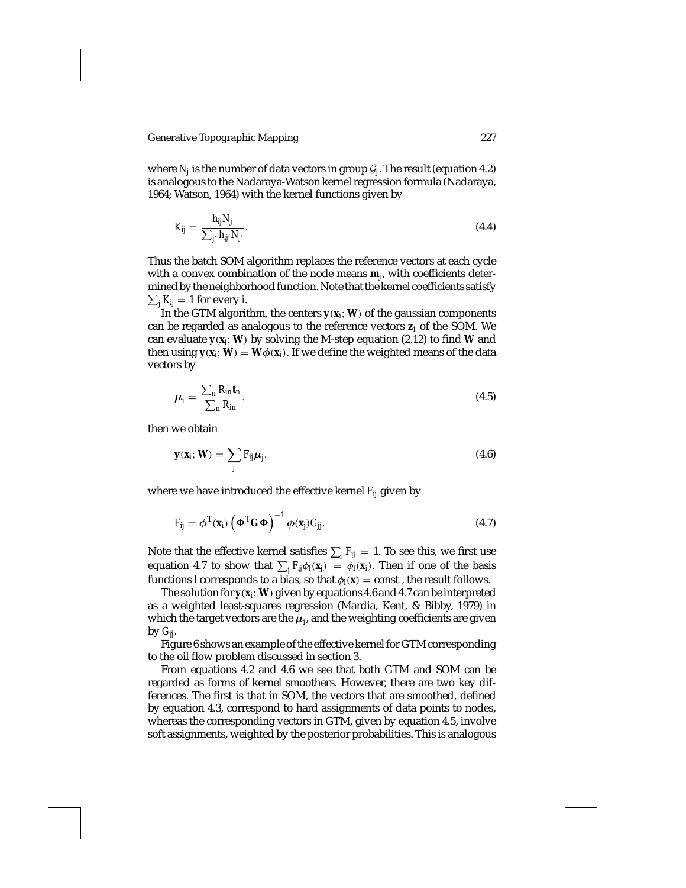where $N_j$ is the number of data vectors in group $\mathcal{G}_j$. The result (equation 4.2) is analogous to the Nadaraya-Watson kernel regression formula (Nadaraya, 1964; Watson, 1964) with the kernel functions given by

$$K_{ij} = \frac{h_{ij} N_j}{\sum_{j'} h_{ij'} N_{j'}}. \tag{4.4}$$

Thus the batch SOM algorithm replaces the reference vectors at each cycle with a convex combination of the node means $\mathbf{m}_j$, with coefficients determined by the neighborhood function. Note that the kernel coefficients satisfy $\sum_j K_{ij} = 1$ for every $i$.

In the GTM algorithm, the centers $\mathbf{y}(\mathbf{x}_i; \mathbf{W})$ of the gaussian components can be regarded as analogous to the reference vectors $\mathbf{z}_i$ of the SOM. We can evaluate $\mathbf{y}(\mathbf{x}_i; \mathbf{W})$ by solving the M-step equation (2.12) to find $\mathbf{W}$ and then using $\mathbf{y}(\mathbf{x}_i; \mathbf{W}) = \mathbf{W}\phi(\mathbf{x}_i)$. If we define the weighted means of the data vectors by

$$\boldsymbol{\mu}_i = \frac{\sum_n R_{in} \mathbf{t}_n}{\sum_n R_{in}}, \tag{4.5}$$

then we obtain

$$\mathbf{y}(\mathbf{x}_i; \mathbf{W}) = \sum_j F_{ij} \boldsymbol{\mu}_j, \tag{4.6}$$

where we have introduced the effective kernel $F_{ij}$ given by

$$F_{ij} = \phi^{\mathrm{T}}(\mathbf{x}_i) \left( \boldsymbol{\Phi}^{\mathrm{T}} \mathbf{G} \boldsymbol{\Phi} \right)^{-1} \phi(\mathbf{x}_j) G_{jj}. \tag{4.7}$$

Note that the effective kernel satisfies $\sum_j F_{ij} = 1$. To see this, we first use equation 4.7 to show that $\sum_j F_{ij} \phi_l(\mathbf{x}_j) = \phi_l(\mathbf{x}_i)$. Then if one of the basis functions $l$ corresponds to a bias, so that $\phi_l(\mathbf{x}) = \text{const.}$, the result follows.

The solution for $\mathbf{y}(\mathbf{x}_i; \mathbf{W})$ given by equations 4.6 and 4.7 can be interpreted as a weighted least-squares regression (Mardia, Kent, & Bibby, 1979) in which the target vectors are the $\boldsymbol{\mu}_i$, and the weighting coefficients are given by $G_{jj}$.

Figure 6 shows an example of the effective kernel for GTM corresponding to the oil flow problem discussed in section 3.

From equations 4.2 and 4.6 we see that both GTM and SOM can be regarded as forms of kernel smoothers. However, there are two key differences. The first is that in SOM, the vectors that are smoothed, defined by equation 4.3, correspond to hard assignments of data points to nodes, whereas the corresponding vectors in GTM, given by equation 4.5, involve soft assignments, weighted by the posterior probabilities. This is analogous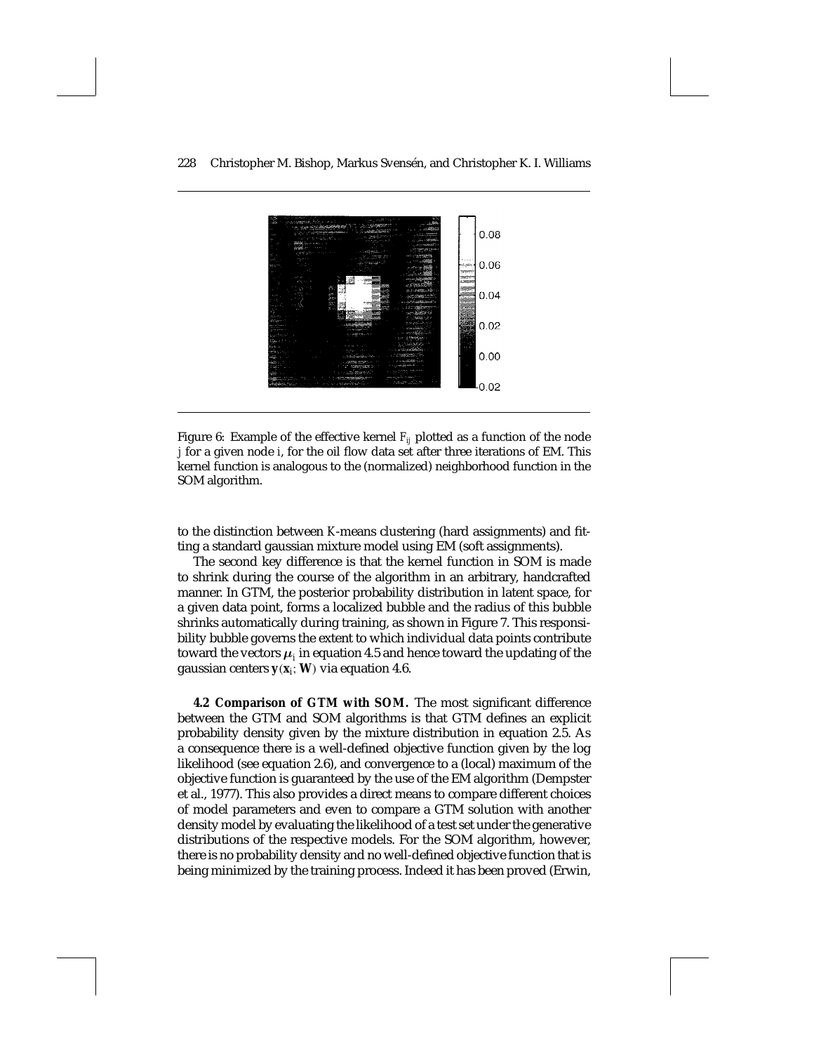Figure 6: Example of the effective kernel $F_{ij}$ plotted as a function of the node $j$ for a given node $i$, for the oil flow data set after three iterations of EM. This kernel function is analogous to the (normalized) neighborhood function in the SOM algorithm.

to the distinction between $K$-means clustering (hard assignments) and fitting a standard gaussian mixture model using EM (soft assignments).

The second key difference is that the kernel function in SOM is made to shrink during the course of the algorithm in an arbitrary, handcrafted manner. In GTM, the posterior probability distribution in latent space, for a given data point, forms a localized bubble and the radius of this bubble shrinks automatically during training, as shown in Figure 7. This responsibility bubble governs the extent to which individual data points contribute toward the vectors $\boldsymbol{\mu}_i$ in equation 4.5 and hence toward the updating of the gaussian centers $\mathbf{y}(\mathbf{x}_i; \mathbf{W})$ via equation 4.6.

**4.2 Comparison of GTM with SOM.** The most significant difference between the GTM and SOM algorithms is that GTM defines an explicit probability density given by the mixture distribution in equation 2.5. As a consequence there is a well-defined objective function given by the log likelihood (see equation 2.6), and convergence to a (local) maximum of the objective function is guaranteed by the use of the EM algorithm (Dempster et al., 1977). This also provides a direct means to compare different choices of model parameters and even to compare a GTM solution with another density model by evaluating the likelihood of a test set under the generative distributions of the respective models. For the SOM algorithm, however, there is no probability density and no well-defined objective function that is being minimized by the training process. Indeed it has been proved (Erwin,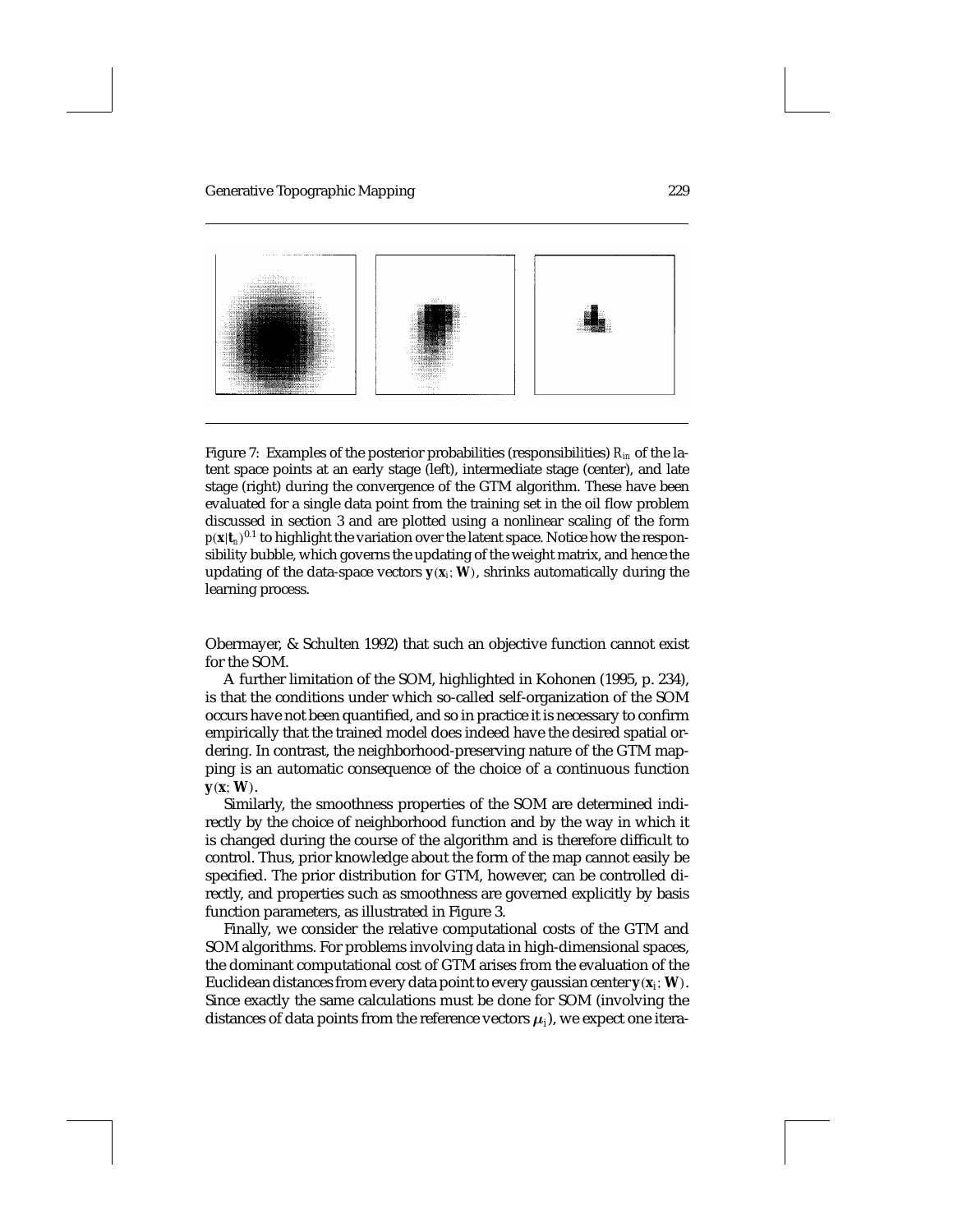Figure 7: Examples of the posterior probabilities (responsibilities) $R_{in}$ of the latent space points at an early stage (left), intermediate stage (center), and late stage (right) during the convergence of the GTM algorithm. These have been evaluated for a single data point from the training set in the oil flow problem discussed in section 3 and are plotted using a nonlinear scaling of the form $p(\mathbf{x}|\mathbf{t}_n)^{0.1}$ to highlight the variation over the latent space. Notice how the responsibility bubble, which governs the updating of the weight matrix, and hence the updating of the data-space vectors $\mathbf{y}(\mathbf{x}_i; \mathbf{W})$, shrinks automatically during the learning process.

Obermayer, & Schulten 1992) that such an objective function cannot exist for the SOM.

A further limitation of the SOM, highlighted in Kohonen (1995, p. 234), is that the conditions under which so-called self-organization of the SOM occurs have not been quantified, and so in practice it is necessary to confirm empirically that the trained model does indeed have the desired spatial ordering. In contrast, the neighborhood-preserving nature of the GTM mapping is an automatic consequence of the choice of a continuous function $\mathbf{y}(\mathbf{x}; \mathbf{W})$.

Similarly, the smoothness properties of the SOM are determined indirectly by the choice of neighborhood function and by the way in which it is changed during the course of the algorithm and is therefore difficult to control. Thus, prior knowledge about the form of the map cannot easily be specified. The prior distribution for GTM, however, can be controlled directly, and properties such as smoothness are governed explicitly by basis function parameters, as illustrated in Figure 3.

Finally, we consider the relative computational costs of the GTM and SOM algorithms. For problems involving data in high-dimensional spaces, the dominant computational cost of GTM arises from the evaluation of the Euclidean distances from every data point to every gaussian center $\mathbf{y}(\mathbf{x}_i; \mathbf{W})$. Since exactly the same calculations must be done for SOM (involving the distances of data points from the reference vectors $\boldsymbol{\mu}_i$), we expect one itera-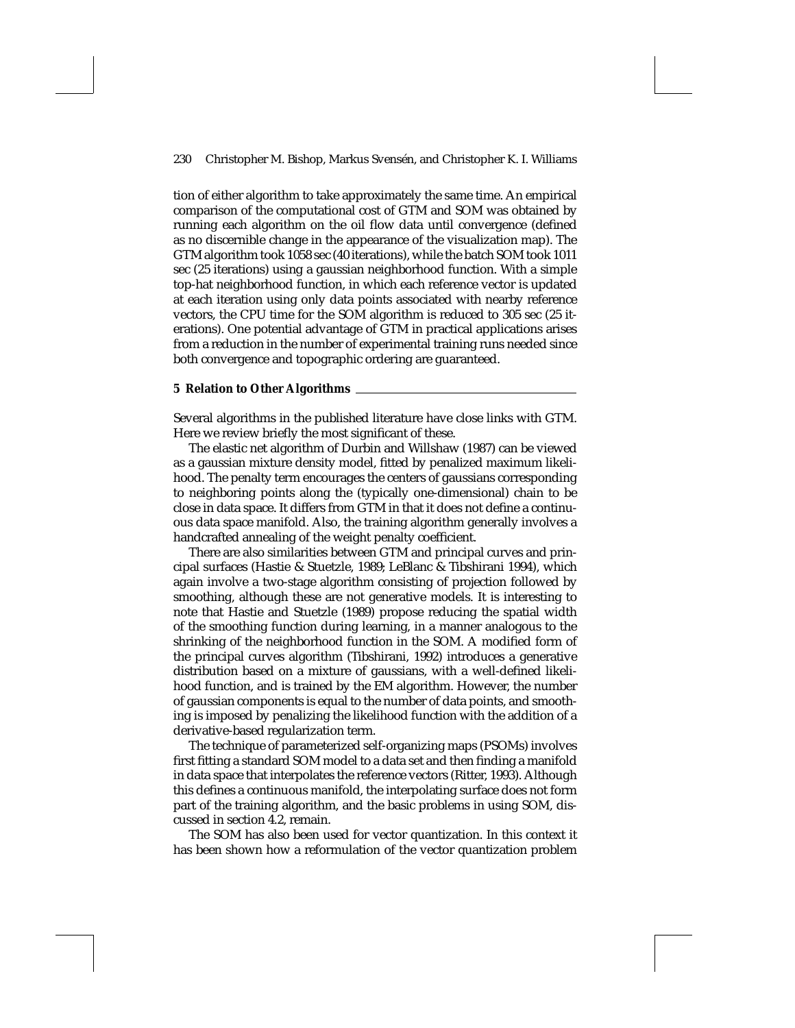tion of either algorithm to take approximately the same time. An empirical comparison of the computational cost of GTM and SOM was obtained by running each algorithm on the oil flow data until convergence (defined as no discernible change in the appearance of the visualization map). The GTM algorithm took 1058 sec (40 iterations), while the batch SOM took 1011 sec (25 iterations) using a gaussian neighborhood function. With a simple top-hat neighborhood function, in which each reference vector is updated at each iteration using only data points associated with nearby reference vectors, the CPU time for the SOM algorithm is reduced to 305 sec (25 iterations). One potential advantage of GTM in practical applications arises from a reduction in the number of experimental training runs needed since both convergence and topographic ordering are guaranteed.

## 5 Relation to Other Algorithms

Several algorithms in the published literature have close links with GTM. Here we review briefly the most significant of these.

The elastic net algorithm of Durbin and Willshaw (1987) can be viewed as a gaussian mixture density model, fitted by penalized maximum likelihood. The penalty term encourages the centers of gaussians corresponding to neighboring points along the (typically one-dimensional) chain to be close in data space. It differs from GTM in that it does not define a continuous data space manifold. Also, the training algorithm generally involves a handcrafted annealing of the weight penalty coefficient.

There are also similarities between GTM and principal curves and principal surfaces (Hastie & Stuetzle, 1989; LeBlanc & Tibshirani 1994), which again involve a two-stage algorithm consisting of projection followed by smoothing, although these are not generative models. It is interesting to note that Hastie and Stuetzle (1989) propose reducing the spatial width of the smoothing function during learning, in a manner analogous to the shrinking of the neighborhood function in the SOM. A modified form of the principal curves algorithm (Tibshirani, 1992) introduces a generative distribution based on a mixture of gaussians, with a well-defined likelihood function, and is trained by the EM algorithm. However, the number of gaussian components is equal to the number of data points, and smoothing is imposed by penalizing the likelihood function with the addition of a derivative-based regularization term.

The technique of parameterized self-organizing maps (PSOMs) involves first fitting a standard SOM model to a data set and then finding a manifold in data space that interpolates the reference vectors (Ritter, 1993). Although this defines a continuous manifold, the interpolating surface does not form part of the training algorithm, and the basic problems in using SOM, discussed in section 4.2, remain.

The SOM has also been used for vector quantization. In this context it has been shown how a reformulation of the vector quantization problem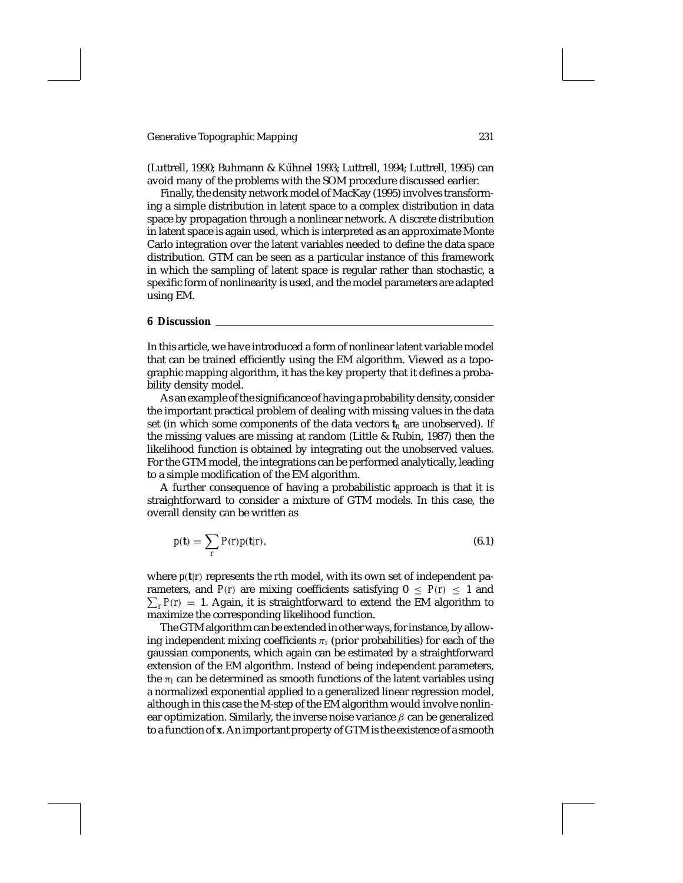(Luttrell, 1990; Buhmann & Kühnel 1993; Luttrell, 1994; Luttrell, 1995) can avoid many of the problems with the SOM procedure discussed earlier.

Finally, the density network model of MacKay (1995) involves transforming a simple distribution in latent space to a complex distribution in data space by propagation through a nonlinear network. A discrete distribution in latent space is again used, which is interpreted as an approximate Monte Carlo integration over the latent variables needed to define the data space distribution. GTM can be seen as a particular instance of this framework in which the sampling of latent space is regular rather than stochastic, a specific form of nonlinearity is used, and the model parameters are adapted using EM.

## 6 Discussion

In this article, we have introduced a form of nonlinear latent variable model that can be trained efficiently using the EM algorithm. Viewed as a topographic mapping algorithm, it has the key property that it defines a probability density model.

As an example of the significance of having a probability density, consider the important practical problem of dealing with missing values in the data set (in which some components of the data vectors $\mathbf{t}_n$ are unobserved). If the missing values are missing at random (Little & Rubin, 1987) then the likelihood function is obtained by integrating out the unobserved values. For the GTM model, the integrations can be performed analytically, leading to a simple modification of the EM algorithm.

A further consequence of having a probabilistic approach is that it is straightforward to consider a mixture of GTM models. In this case, the overall density can be written as

$$p(\mathbf{t}) = \sum_{r} P(r)p(\mathbf{t}|r), \tag{6.1}$$

where $p(\mathbf{t}|r)$ represents the $r$th model, with its own set of independent parameters, and $P(r)$ are mixing coefficients satisfying $0 \leq P(r) \leq 1$ and $\sum_r P(r) = 1$. Again, it is straightforward to extend the EM algorithm to maximize the corresponding likelihood function.

The GTM algorithm can be extended in other ways, for instance, by allowing independent mixing coefficients $\pi_i$ (prior probabilities) for each of the gaussian components, which again can be estimated by a straightforward extension of the EM algorithm. Instead of being independent parameters, the $\pi_i$ can be determined as smooth functions of the latent variables using a normalized exponential applied to a generalized linear regression model, although in this case the M-step of the EM algorithm would involve nonlinear optimization. Similarly, the inverse noise variance $\beta$ can be generalized to a function of $\mathbf{x}$. An important property of GTM is the existence of a smooth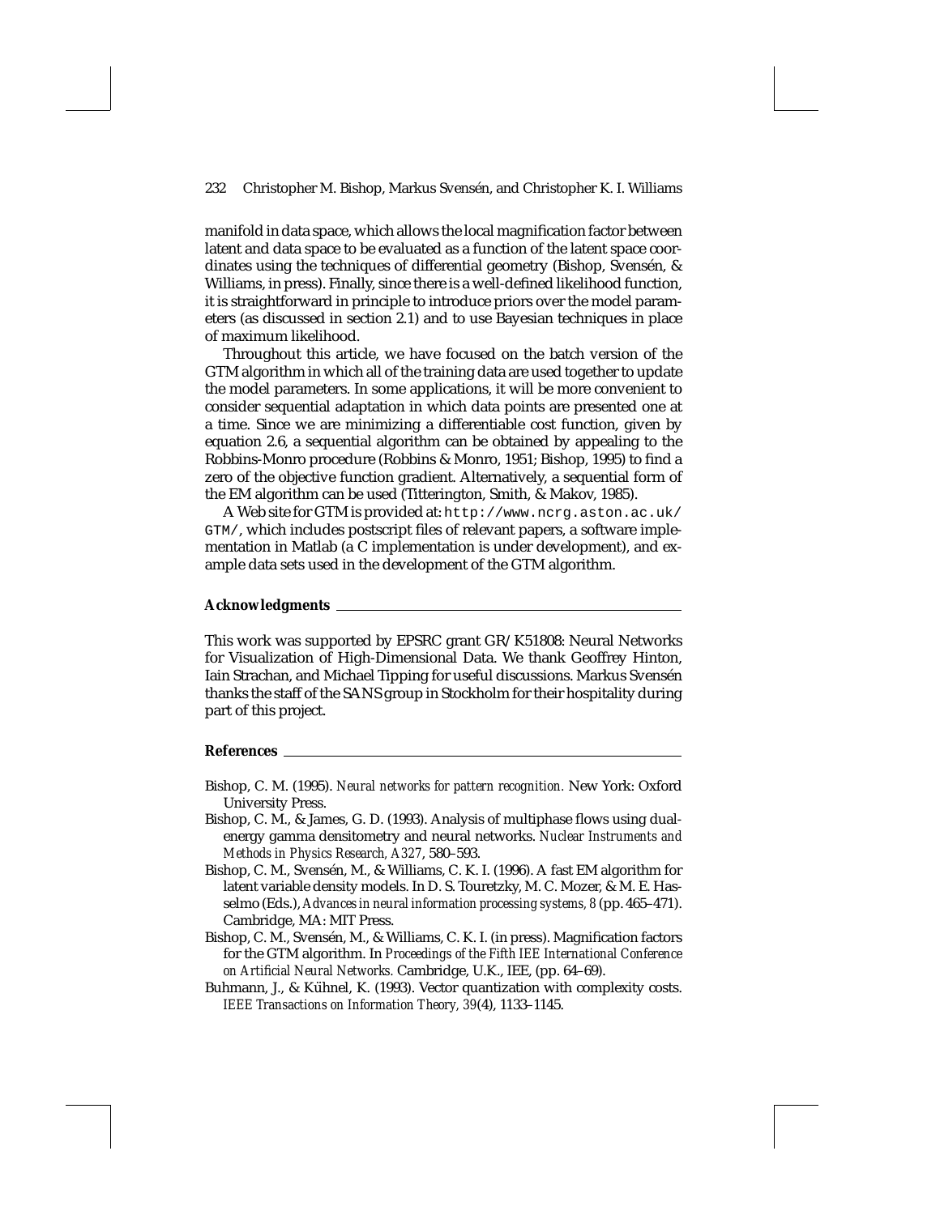manifold in data space, which allows the local magnification factor between latent and data space to be evaluated as a function of the latent space coordinates using the techniques of differential geometry (Bishop, Svensén, & Williams, in press). Finally, since there is a well-defined likelihood function, it is straightforward in principle to introduce priors over the model parameters (as discussed in section 2.1) and to use Bayesian techniques in place of maximum likelihood.

Throughout this article, we have focused on the batch version of the GTM algorithm in which all of the training data are used together to update the model parameters. In some applications, it will be more convenient to consider sequential adaptation in which data points are presented one at a time. Since we are minimizing a differentiable cost function, given by equation 2.6, a sequential algorithm can be obtained by appealing to the Robbins-Monro procedure (Robbins & Monro, 1951; Bishop, 1995) to find a zero of the objective function gradient. Alternatively, a sequential form of the EM algorithm can be used (Titterington, Smith, & Makov, 1985).

A Web site for GTM is provided at: `http://www.ncrg.aston.ac.uk/GTM/`, which includes postscript files of relevant papers, a software implementation in Matlab (a C implementation is under development), and example data sets used in the development of the GTM algorithm.

## Acknowledgments

This work was supported by EPSRC grant GR/K51808: Neural Networks for Visualization of High-Dimensional Data. We thank Geoffrey Hinton, Iain Strachan, and Michael Tipping for useful discussions. Markus Svensén thanks the staff of the SANS group in Stockholm for their hospitality during part of this project.

## References

Bishop, C. M. (1995). *Neural networks for pattern recognition.* New York: Oxford University Press.

Bishop, C. M., & James, G. D. (1993). Analysis of multiphase flows using dual-energy gamma densitometry and neural networks. *Nuclear Instruments and Methods in Physics Research, A327*, 580–593.

Bishop, C. M., Svensén, M., & Williams, C. K. I. (1996). A fast EM algorithm for latent variable density models. In D. S. Touretzky, M. C. Mozer, & M. E. Hasselmo (Eds.), *Advances in neural information processing systems, 8* (pp. 465–471). Cambridge, MA: MIT Press.

Bishop, C. M., Svensén, M., & Williams, C. K. I. (in press). Magnification factors for the GTM algorithm. In *Proceedings of the Fifth IEE International Conference on Artificial Neural Networks.* Cambridge, U.K., IEE, (pp. 64–69).

Buhmann, J., & Kühnel, K. (1993). Vector quantization with complexity costs. *IEEE Transactions on Information Theory, 39*(4), 1133–1145.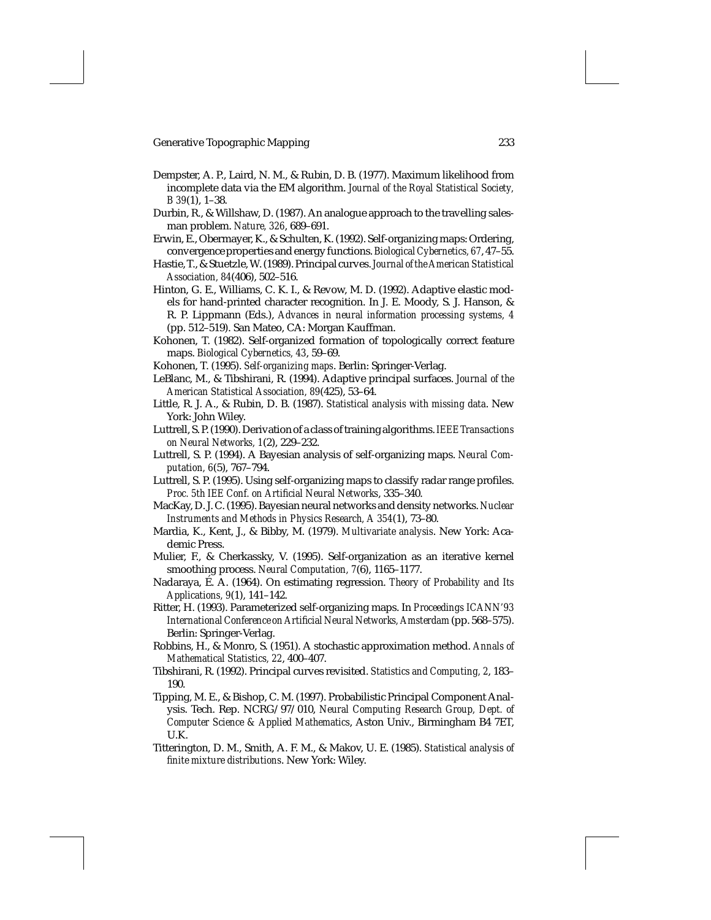Dempster, A. P., Laird, N. M., & Rubin, D. B. (1977). Maximum likelihood from incomplete data via the EM algorithm. *Journal of the Royal Statistical Society, B 39*(1), 1–38.

Durbin, R., & Willshaw, D. (1987). An analogue approach to the travelling salesman problem. *Nature, 326*, 689–691.

Erwin, E., Obermayer, K., & Schulten, K. (1992). Self-organizing maps: Ordering, convergence properties and energy functions. *Biological Cybernetics, 67*, 47–55.

Hastie, T., & Stuetzle, W. (1989). Principal curves. *Journal of the American Statistical Association, 84*(406), 502–516.

Hinton, G. E., Williams, C. K. I., & Revow, M. D. (1992). Adaptive elastic models for hand-printed character recognition. In J. E. Moody, S. J. Hanson, & R. P. Lippmann (Eds.), *Advances in neural information processing systems, 4* (pp. 512–519). San Mateo, CA: Morgan Kauffman.

Kohonen, T. (1982). Self-organized formation of topologically correct feature maps. *Biological Cybernetics, 43*, 59–69.

Kohonen, T. (1995). *Self-organizing maps*. Berlin: Springer-Verlag.

LeBlanc, M., & Tibshirani, R. (1994). Adaptive principal surfaces. *Journal of the American Statistical Association, 89*(425), 53–64.

Little, R. J. A., & Rubin, D. B. (1987). *Statistical analysis with missing data*. New York: John Wiley.

Luttrell, S. P. (1990). Derivation of a class of training algorithms. *IEEE Transactions on Neural Networks, 1*(2), 229–232.

Luttrell, S. P. (1994). A Bayesian analysis of self-organizing maps. *Neural Computation, 6*(5), 767–794.

Luttrell, S. P. (1995). Using self-organizing maps to classify radar range profiles. *Proc. 5th IEE Conf. on Artificial Neural Networks*, 335–340.

MacKay, D. J. C. (1995). Bayesian neural networks and density networks. *Nuclear Instruments and Methods in Physics Research, A 354*(1), 73–80.

Mardia, K., Kent, J., & Bibby, M. (1979). *Multivariate analysis*. New York: Academic Press.

Mulier, F., & Cherkassky, V. (1995). Self-organization as an iterative kernel smoothing process. *Neural Computation, 7*(6), 1165–1177.

Nadaraya, É. A. (1964). On estimating regression. *Theory of Probability and Its Applications, 9*(1), 141–142.

Ritter, H. (1993). Parameterized self-organizing maps. In *Proceedings ICANN'93 International Conference on Artificial Neural Networks, Amsterdam* (pp. 568–575). Berlin: Springer-Verlag.

Robbins, H., & Monro, S. (1951). A stochastic approximation method. *Annals of Mathematical Statistics, 22*, 400–407.

Tibshirani, R. (1992). Principal curves revisited. *Statistics and Computing, 2*, 183–190.

Tipping, M. E., & Bishop, C. M. (1997). Probabilistic Principal Component Analysis. Tech. Rep. NCRG/97/010, *Neural Computing Research Group, Dept. of Computer Science & Applied Mathematics*, Aston Univ., Birmingham B4 7ET, U.K.

Titterington, D. M., Smith, A. F. M., & Makov, U. E. (1985). *Statistical analysis of finite mixture distributions*. New York: Wiley.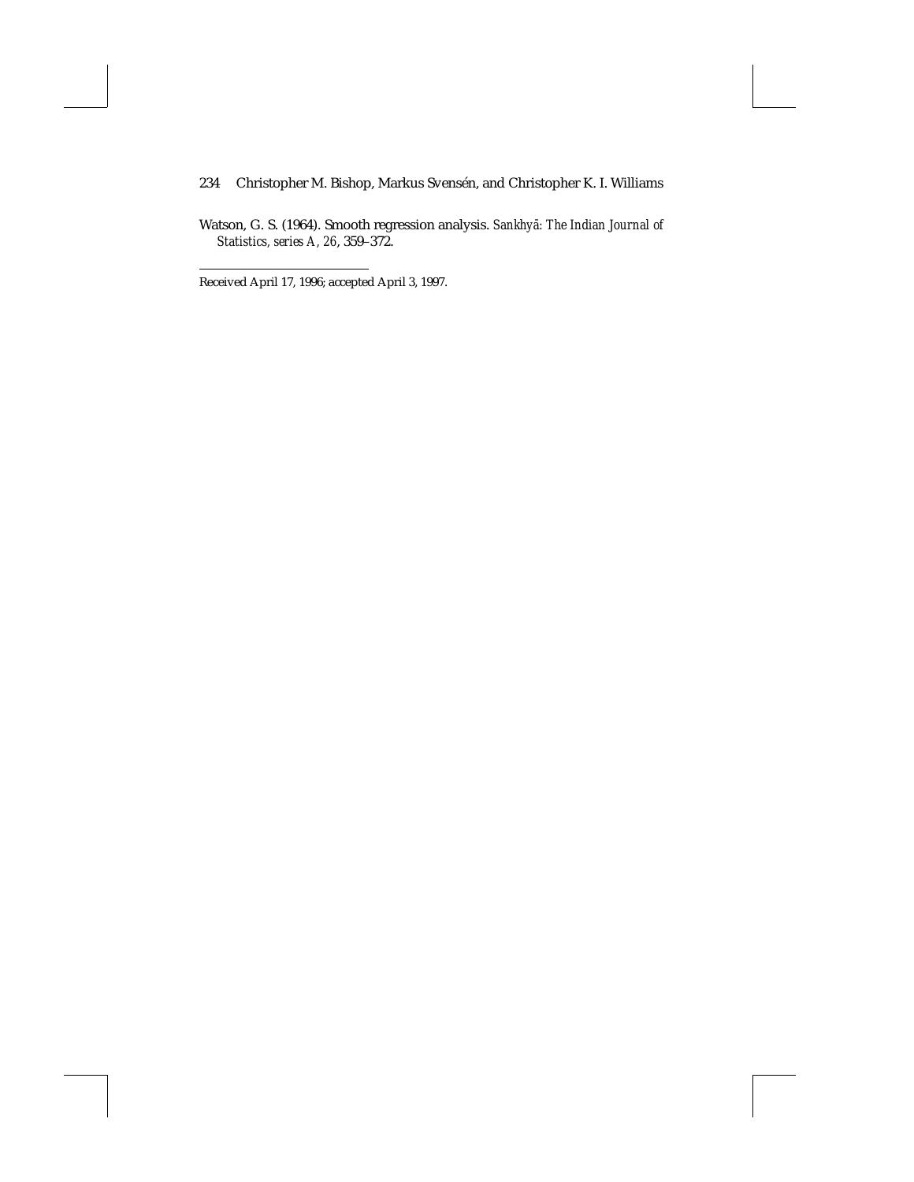Watson, G. S. (1964). Smooth regression analysis. *Sankhyā: The Indian Journal of Statistics, series A, 26*, 359–372.

---

Received April 17, 1996; accepted April 3, 1997.